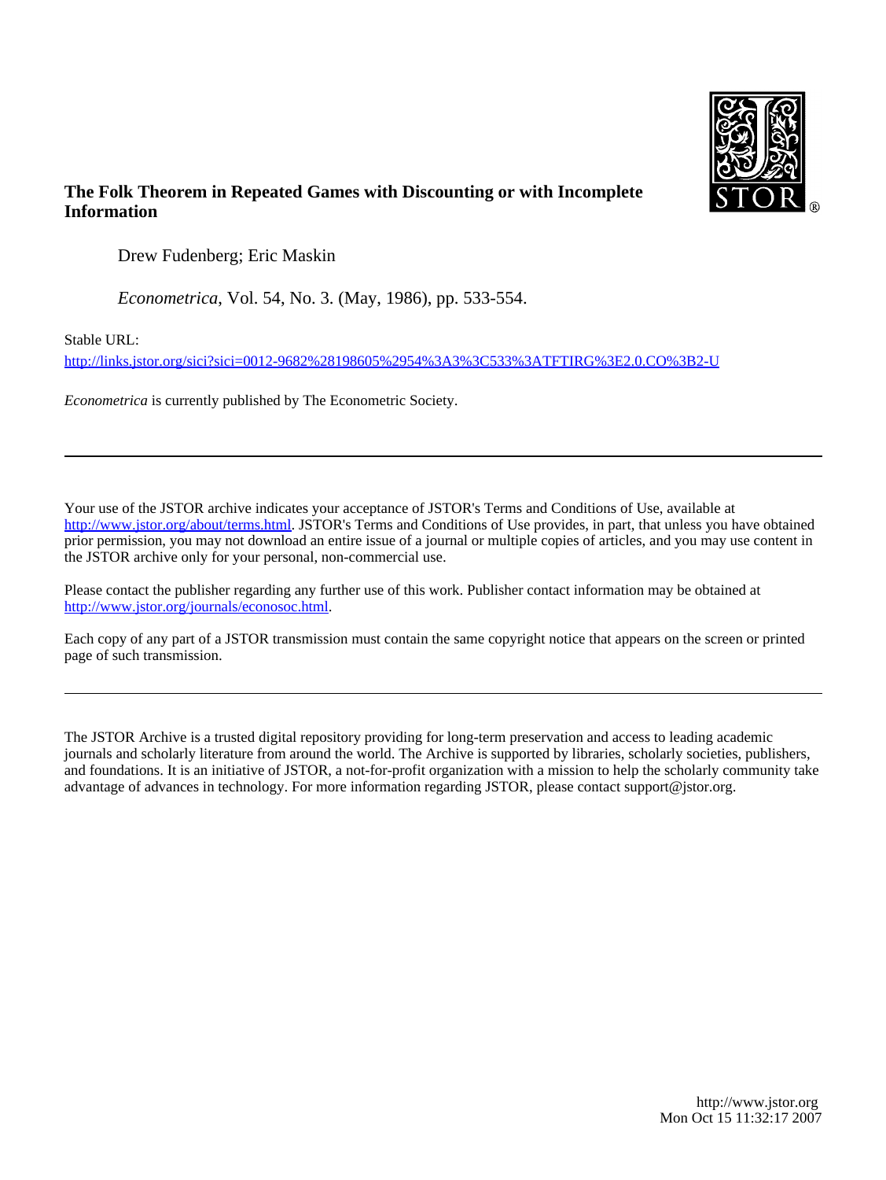**The Folk Theorem in Repeated Games with Discounting or with Incomplete Information**

Drew Fudenberg; Eric Maskin

*Econometrica*, Vol. 54, No. 3. (May, 1986), pp. 533-554.

Stable URL:

http://links.jstor.org/sici?sici=0012-9682%28198605%2954%3A3%3C533%3ATFTIRG%3E2.0.CO%3B2-U

*Econometrica* is currently published by The Econometric Society.

---

Your use of the JSTOR archive indicates your acceptance of JSTOR's Terms and Conditions of Use, available at http://www.jstor.org/about/terms.html. JSTOR's Terms and Conditions of Use provides, in part, that unless you have obtained prior permission, you may not download an entire issue of a journal or multiple copies of articles, and you may use content in the JSTOR archive only for your personal, non-commercial use.

Please contact the publisher regarding any further use of this work. Publisher contact information may be obtained at http://www.jstor.org/journals/econosoc.html.

Each copy of any part of a JSTOR transmission must contain the same copyright notice that appears on the screen or printed page of such transmission.

---

The JSTOR Archive is a trusted digital repository providing for long-term preservation and access to leading academic journals and scholarly literature from around the world. The Archive is supported by libraries, scholarly societies, publishers, and foundations. It is an initiative of JSTOR, a not-for-profit organization with a mission to help the scholarly community take advantage of advances in technology. For more information regarding JSTOR, please contact support@jstor.org.

http://www.jstor.org
Mon Oct 15 11:32:17 2007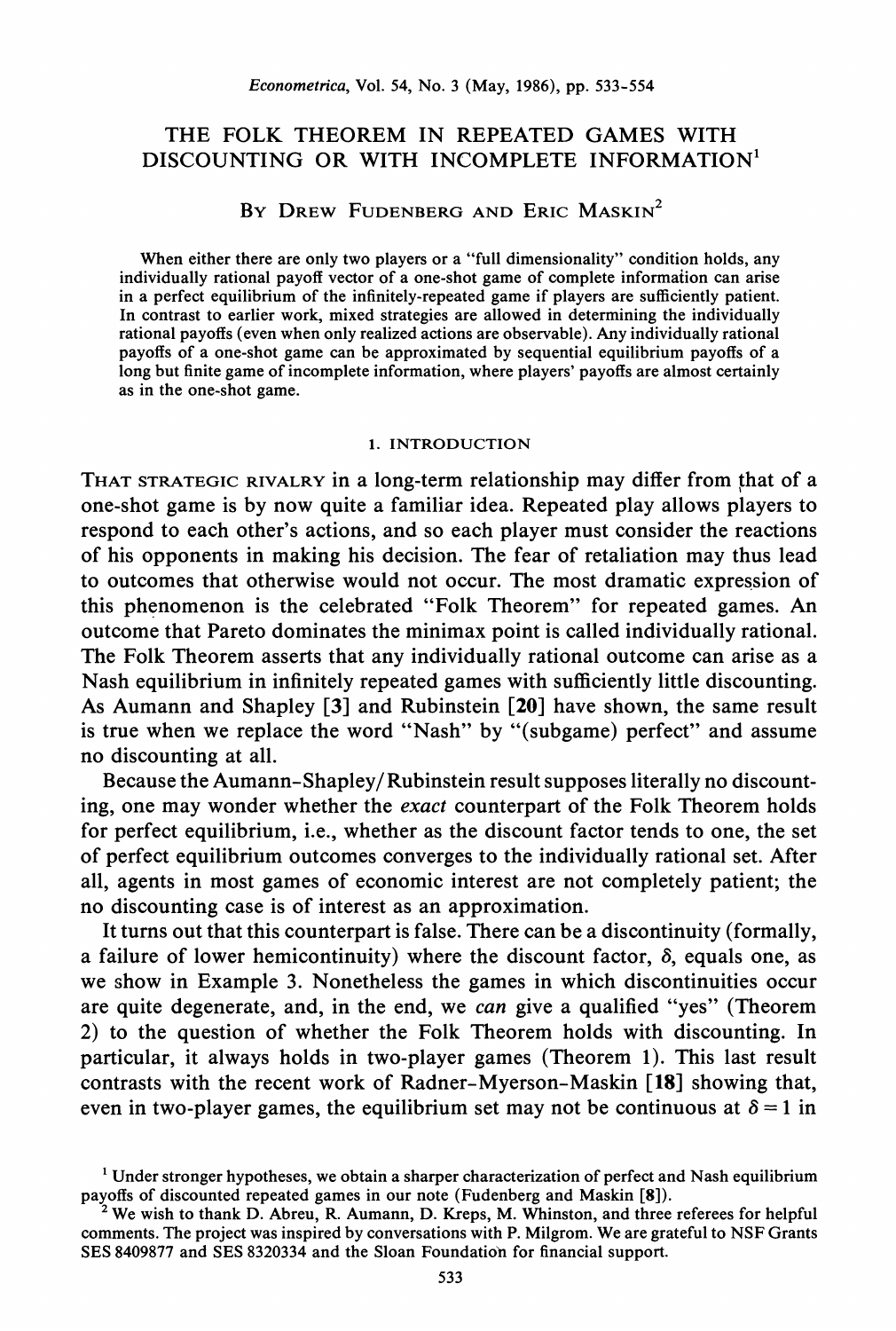# THE FOLK THEOREM IN REPEATED GAMES WITH DISCOUNTING OR WITH INCOMPLETE INFORMATION[1]

By Drew Fudenberg and Eric Maskin[2]

When either there are only two players or a "full dimensionality" condition holds, any individually rational payoff vector of a one-shot game of complete information can arise in a perfect equilibrium of the infinitely-repeated game if players are sufficiently patient. In contrast to earlier work, mixed strategies are allowed in determining the individually rational payoffs (even when only realized actions are observable). Any individually rational payoffs of a one-shot game can be approximated by sequential equilibrium payoffs of a long but finite game of incomplete information, where players' payoffs are almost certainly as in the one-shot game.

## 1. INTRODUCTION

That strategic rivalry in a long-term relationship may differ from that of a one-shot game is by now quite a familiar idea. Repeated play allows players to respond to each other's actions, and so each player must consider the reactions of his opponents in making his decision. The fear of retaliation may thus lead to outcomes that otherwise would not occur. The most dramatic expression of this phenomenon is the celebrated "Folk Theorem" for repeated games. An outcome that Pareto dominates the minimax point is called individually rational. The Folk Theorem asserts that any individually rational outcome can arise as a Nash equilibrium in infinitely repeated games with sufficiently little discounting. As Aumann and Shapley [**3**] and Rubinstein [**20**] have shown, the same result is true when we replace the word "Nash" by "(subgame) perfect" and assume no discounting at all.

Because the Aumann-Shapley/Rubinstein result supposes literally no discounting, one may wonder whether the *exact* counterpart of the Folk Theorem holds for perfect equilibrium, i.e., whether as the discount factor tends to one, the set of perfect equilibrium outcomes converges to the individually rational set. After all, agents in most games of economic interest are not completely patient; the no discounting case is of interest as an approximation.

It turns out that this counterpart is false. There can be a discontinuity (formally, a failure of lower hemicontinuity) where the discount factor, $\delta$, equals one, as we show in Example 3. Nonetheless the games in which discontinuities occur are quite degenerate, and, in the end, we *can* give a qualified "yes" (Theorem 2) to the question of whether the Folk Theorem holds with discounting. In particular, it always holds in two-player games (Theorem 1). This last result contrasts with the recent work of Radner-Myerson-Maskin [**18**] showing that, even in two-player games, the equilibrium set may not be continuous at $\delta = 1$ in

---

[1] Under stronger hypotheses, we obtain a sharper characterization of perfect and Nash equilibrium payoffs of discounted repeated games in our note (Fudenberg and Maskin [**8**]).

[2] We wish to thank D. Abreu, R. Aumann, D. Kreps, M. Whinston, and three referees for helpful comments. The project was inspired by conversations with P. Milgrom. We are grateful to NSF Grants SES 8409877 and SES 8320334 and the Sloan Foundation for financial support.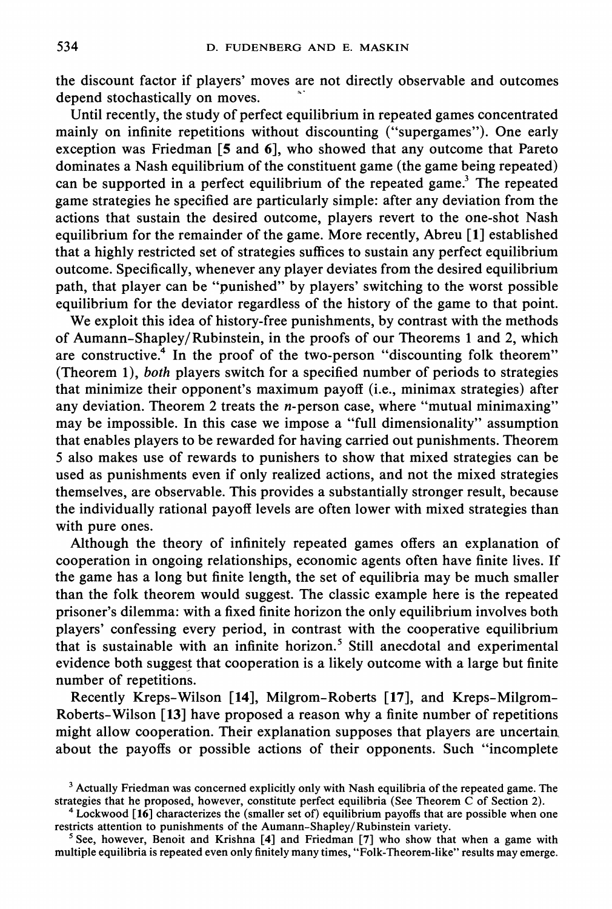the discount factor if players' moves are not directly observable and outcomes depend stochastically on moves.

Until recently, the study of perfect equilibrium in repeated games concentrated mainly on infinite repetitions without discounting ("supergames"). One early exception was Friedman [5 and 6], who showed that any outcome that Pareto dominates a Nash equilibrium of the constituent game (the game being repeated) can be supported in a perfect equilibrium of the repeated game.[3] The repeated game strategies he specified are particularly simple: after any deviation from the actions that sustain the desired outcome, players revert to the one-shot Nash equilibrium for the remainder of the game. More recently, Abreu [1] established that a highly restricted set of strategies suffices to sustain any perfect equilibrium outcome. Specifically, whenever any player deviates from the desired equilibrium path, that player can be "punished" by players' switching to the worst possible equilibrium for the deviator regardless of the history of the game to that point.

We exploit this idea of history-free punishments, by contrast with the methods of Aumann-Shapley/Rubinstein, in the proofs of our Theorems 1 and 2, which are constructive.[4] In the proof of the two-person "discounting folk theorem" (Theorem 1), *both* players switch for a specified number of periods to strategies that minimize their opponent's maximum payoff (i.e., minimax strategies) after any deviation. Theorem 2 treats the $n$-person case, where "mutual minimaxing" may be impossible. In this case we impose a "full dimensionality" assumption that enables players to be rewarded for having carried out punishments. Theorem 5 also makes use of rewards to punishers to show that mixed strategies can be used as punishments even if only realized actions, and not the mixed strategies themselves, are observable. This provides a substantially stronger result, because the individually rational payoff levels are often lower with mixed strategies than with pure ones.

Although the theory of infinitely repeated games offers an explanation of cooperation in ongoing relationships, economic agents often have finite lives. If the game has a long but finite length, the set of equilibria may be much smaller than the folk theorem would suggest. The classic example here is the repeated prisoner's dilemma: with a fixed finite horizon the only equilibrium involves both players' confessing every period, in contrast with the cooperative equilibrium that is sustainable with an infinite horizon.[5] Still anecdotal and experimental evidence both suggest that cooperation is a likely outcome with a large but finite number of repetitions.

Recently Kreps-Wilson [14], Milgrom-Roberts [17], and Kreps-Milgrom-Roberts-Wilson [13] have proposed a reason why a finite number of repetitions might allow cooperation. Their explanation supposes that players are uncertain about the payoffs or possible actions of their opponents. Such "incomplete

[3] Actually Friedman was concerned explicitly only with Nash equilibria of the repeated game. The strategies that he proposed, however, constitute perfect equilibria (See Theorem C of Section 2).

[4] Lockwood [16] characterizes the (smaller set of) equilibrium payoffs that are possible when one restricts attention to punishments of the Aumann-Shapley/Rubinstein variety.

[5] See, however, Benoit and Krishna [4] and Friedman [7] who show that when a game with multiple equilibria is repeated even only finitely many times, "Folk-Theorem-like" results may emerge.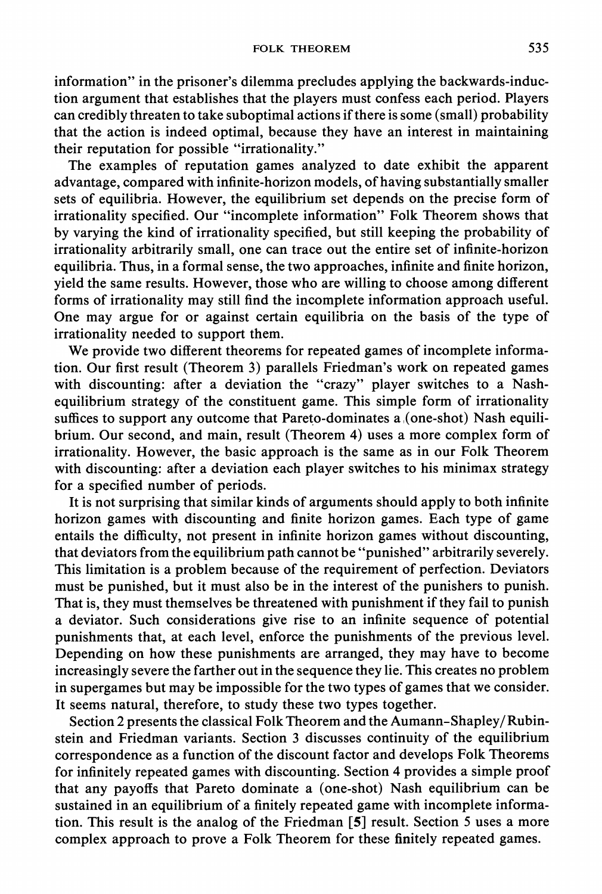information" in the prisoner's dilemma precludes applying the backwards-induction argument that establishes that the players must confess each period. Players can credibly threaten to take suboptimal actions if there is some (small) probability that the action is indeed optimal, because they have an interest in maintaining their reputation for possible "irrationality."

The examples of reputation games analyzed to date exhibit the apparent advantage, compared with infinite-horizon models, of having substantially smaller sets of equilibria. However, the equilibrium set depends on the precise form of irrationality specified. Our "incomplete information" Folk Theorem shows that by varying the kind of irrationality specified, but still keeping the probability of irrationality arbitrarily small, one can trace out the entire set of infinite-horizon equilibria. Thus, in a formal sense, the two approaches, infinite and finite horizon, yield the same results. However, those who are willing to choose among different forms of irrationality may still find the incomplete information approach useful. One may argue for or against certain equilibria on the basis of the type of irrationality needed to support them.

We provide two different theorems for repeated games of incomplete information. Our first result (Theorem 3) parallels Friedman's work on repeated games with discounting: after a deviation the "crazy" player switches to a Nash-equilibrium strategy of the constituent game. This simple form of irrationality suffices to support any outcome that Pareto-dominates a (one-shot) Nash equilibrium. Our second, and main, result (Theorem 4) uses a more complex form of irrationality. However, the basic approach is the same as in our Folk Theorem with discounting: after a deviation each player switches to his minimax strategy for a specified number of periods.

It is not surprising that similar kinds of arguments should apply to both infinite horizon games with discounting and finite horizon games. Each type of game entails the difficulty, not present in infinite horizon games without discounting, that deviators from the equilibrium path cannot be "punished" arbitrarily severely. This limitation is a problem because of the requirement of perfection. Deviators must be punished, but it must also be in the interest of the punishers to punish. That is, they must themselves be threatened with punishment if they fail to punish a deviator. Such considerations give rise to an infinite sequence of potential punishments that, at each level, enforce the punishments of the previous level. Depending on how these punishments are arranged, they may have to become increasingly severe the farther out in the sequence they lie. This creates no problem in supergames but may be impossible for the two types of games that we consider. It seems natural, therefore, to study these two types together.

Section 2 presents the classical Folk Theorem and the Aumann-Shapley/Rubinstein and Friedman variants. Section 3 discusses continuity of the equilibrium correspondence as a function of the discount factor and develops Folk Theorems for infinitely repeated games with discounting. Section 4 provides a simple proof that any payoffs that Pareto dominate a (one-shot) Nash equilibrium can be sustained in an equilibrium of a finitely repeated game with incomplete information. This result is the analog of the Friedman [**5**] result. Section 5 uses a more complex approach to prove a Folk Theorem for these finitely repeated games.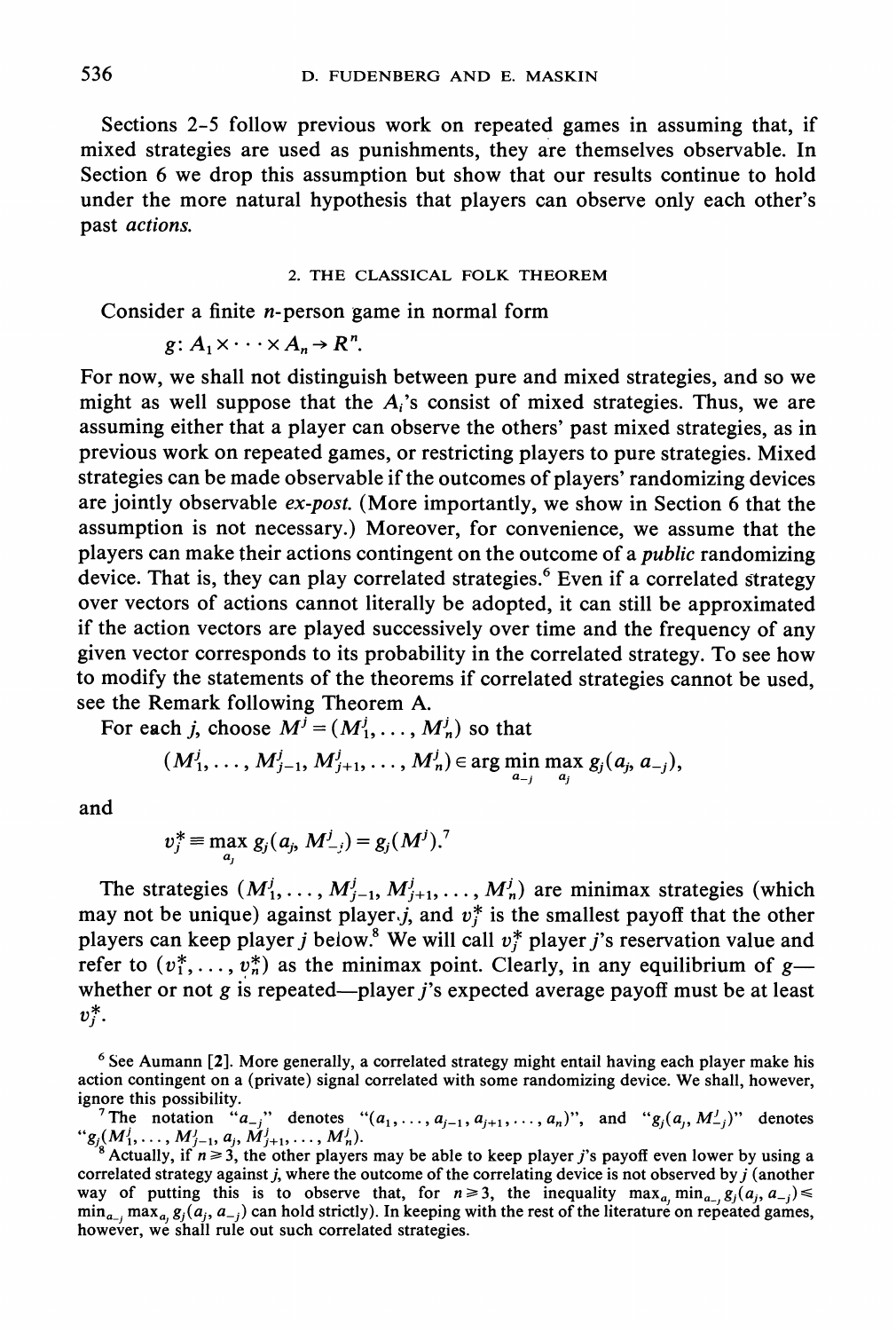Sections 2-5 follow previous work on repeated games in assuming that, if mixed strategies are used as punishments, they are themselves observable. In Section 6 we drop this assumption but show that our results continue to hold under the more natural hypothesis that players can observe only each other's past *actions*.

## 2. THE CLASSICAL FOLK THEOREM

Consider a finite $n$-person game in normal form

$$g: A_1 \times \cdots \times A_n \to R^n.$$

For now, we shall not distinguish between pure and mixed strategies, and so we might as well suppose that the $A_i$'s consist of mixed strategies. Thus, we are assuming either that a player can observe the others' past mixed strategies, as in previous work on repeated games, or restricting players to pure strategies. Mixed strategies can be made observable if the outcomes of players' randomizing devices are jointly observable *ex-post*. (More importantly, we show in Section 6 that the assumption is not necessary.) Moreover, for convenience, we assume that the players can make their actions contingent on the outcome of a *public* randomizing device. That is, they can play correlated strategies.[6] Even if a correlated strategy over vectors of actions cannot literally be adopted, it can still be approximated if the action vectors are played successively over time and the frequency of any given vector corresponds to its probability in the correlated strategy. To see how to modify the statements of the theorems if correlated strategies cannot be used, see the Remark following Theorem A.

For each $j$, choose $M^j = (M_1^j, \ldots, M_n^j)$ so that

$$(M_1^j, \ldots, M_{j-1}^j, M_{j+1}^j, \ldots, M_n^j) \in \arg\min_{a_{-j}} \max_{a_j} g_j(a_j, a_{-j}),$$

and

$$v_j^* \equiv \max_{a_j} g_j(a_j, M_{-j}^j) = g_j(M^j).^7$$

The strategies $(M_1^j, \ldots, M_{j-1}^j, M_{j+1}^j, \ldots, M_n^j)$ are minimax strategies (which may not be unique) against player $j$, and $v_j^*$ is the smallest payoff that the other players can keep player $j$ below.[8] We will call $v_j^*$ player $j$'s reservation value and refer to $(v_1^*, \ldots, v_n^*)$ as the minimax point. Clearly, in any equilibrium of $g$—whether or not $g$ is repeated—player $j$'s expected average payoff must be at least $v_j^*$.

---

[6] See Aumann [2]. More generally, a correlated strategy might entail having each player make his action contingent on a (private) signal correlated with some randomizing device. We shall, however, ignore this possibility.

[7] The notation "$a_{-j}$" denotes "$(a_1, \ldots, a_{j-1}, a_{j+1}, \ldots, a_n)$", and "$g_j(a_j, M_{-j}^j)$" denotes "$g_j(M_1^j, \ldots, M_{j-1}^j, a_j, M_{j+1}^j, \ldots, M_n^j)$".

[8] Actually, if $n \geq 3$, the other players may be able to keep player $j$'s payoff even lower by using a correlated strategy against $j$, where the outcome of the correlating device is not observed by $j$ (another way of putting this is to observe that, for $n \geq 3$, the inequality $\max_{a_j} \min_{a_{-j}} g_j(a_j, a_{-j}) \leq \min_{a_{-j}} \max_{a_j} g_j(a_j, a_{-j})$ can hold strictly). In keeping with the rest of the literature on repeated games, however, we shall rule out such correlated strategies.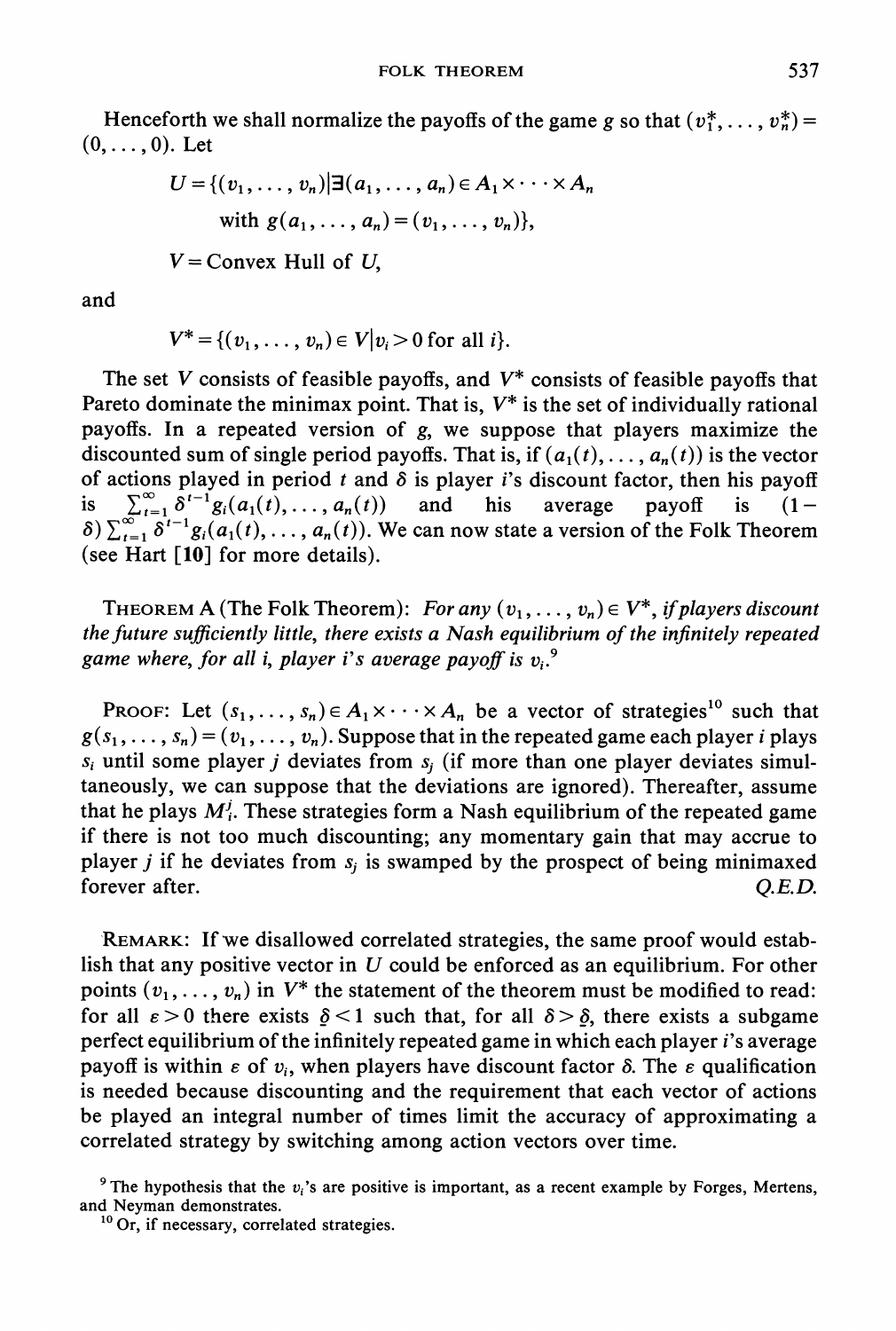Henceforth we shall normalize the payoffs of the game $g$ so that $(v_1^*, \ldots, v_n^*) = (0, \ldots, 0)$. Let

$$U = \{(v_1, \ldots, v_n) | \exists (a_1, \ldots, a_n) \in A_1 \times \cdots \times A_n \text{ with } g(a_1, \ldots, a_n) = (v_1, \ldots, v_n)\},$$

$$V = \text{Convex Hull of } U,$$

and

$$V^* = \{(v_1, \ldots, v_n) \in V | v_i > 0 \text{ for all } i\}.$$

The set $V$ consists of feasible payoffs, and $V^*$ consists of feasible payoffs that Pareto dominate the minimax point. That is, $V^*$ is the set of individually rational payoffs. In a repeated version of $g$, we suppose that players maximize the discounted sum of single period payoffs. That is, if $(a_1(t), \ldots, a_n(t))$ is the vector of actions played in period $t$ and $\delta$ is player $i$'s discount factor, then his payoff is $\sum_{t=1}^{\infty} \delta^{t-1} g_i(a_1(t), \ldots, a_n(t))$ and his average payoff is $(1-\delta) \sum_{t=1}^{\infty} \delta^{t-1} g_i(a_1(t), \ldots, a_n(t))$. We can now state a version of the Folk Theorem (see Hart [10] for more details).

THEOREM A (The Folk Theorem): *For any $(v_1, \ldots, v_n) \in V^*$, if players discount the future sufficiently little, there exists a Nash equilibrium of the infinitely repeated game where, for all $i$, player $i$'s average payoff is $v_i$.*[9]

PROOF: Let $(s_1, \ldots, s_n) \in A_1 \times \cdots \times A_n$ be a vector of strategies[10] such that $g(s_1, \ldots, s_n) = (v_1, \ldots, v_n)$. Suppose that in the repeated game each player $i$ plays $s_i$ until some player $j$ deviates from $s_j$ (if more than one player deviates simultaneously, we can suppose that the deviations are ignored). Thereafter, assume that he plays $M_i^j$. These strategies form a Nash equilibrium of the repeated game if there is not too much discounting; any momentary gain that may accrue to player $j$ if he deviates from $s_j$ is swamped by the prospect of being minimaxed forever after. *Q.E.D.*

REMARK: If we disallowed correlated strategies, the same proof would establish that any positive vector in $U$ could be enforced as an equilibrium. For other points $(v_1, \ldots, v_n)$ in $V^*$ the statement of the theorem must be modified to read: for all $\varepsilon > 0$ there exists $\underline{\delta} < 1$ such that, for all $\delta > \underline{\delta}$, there exists a subgame perfect equilibrium of the infinitely repeated game in which each player $i$'s average payoff is within $\varepsilon$ of $v_i$, when players have discount factor $\delta$. The $\varepsilon$ qualification is needed because discounting and the requirement that each vector of actions be played an integral number of times limit the accuracy of approximating a correlated strategy by switching among action vectors over time.

[9] The hypothesis that the $v_i$'s are positive is important, as a recent example by Forges, Mertens, and Neyman demonstrates.

[10] Or, if necessary, correlated strategies.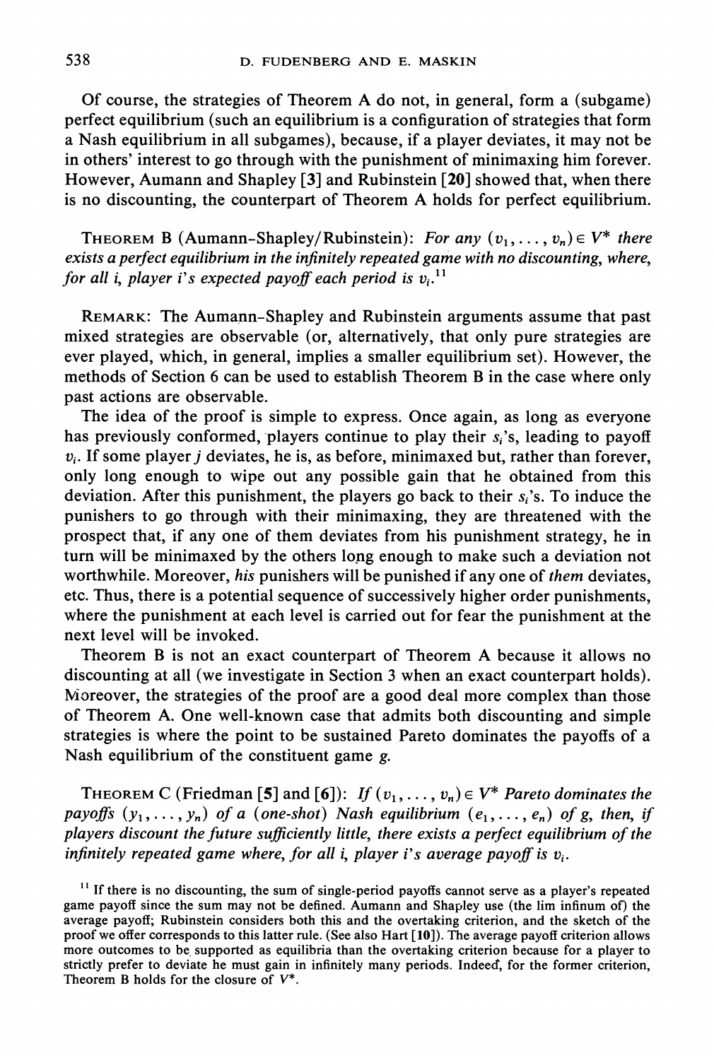Of course, the strategies of Theorem A do not, in general, form a (subgame) perfect equilibrium (such an equilibrium is a configuration of strategies that form a Nash equilibrium in all subgames), because, if a player deviates, it may not be in others' interest to go through with the punishment of minimaxing him forever. However, Aumann and Shapley [3] and Rubinstein [20] showed that, when there is no discounting, the counterpart of Theorem A holds for perfect equilibrium.

THEOREM B (Aumann-Shapley/Rubinstein): *For any $(v_1, \ldots, v_n) \in V^*$ there exists a perfect equilibrium in the infinitely repeated game with no discounting, where, for all i, player i's expected payoff each period is $v_i$.*[11]

REMARK: The Aumann-Shapley and Rubinstein arguments assume that past mixed strategies are observable (or, alternatively, that only pure strategies are ever played, which, in general, implies a smaller equilibrium set). However, the methods of Section 6 can be used to establish Theorem B in the case where only past actions are observable.

The idea of the proof is simple to express. Once again, as long as everyone has previously conformed, players continue to play their $s_i$'s, leading to payoff $v_i$. If some player $j$ deviates, he is, as before, minimaxed but, rather than forever, only long enough to wipe out any possible gain that he obtained from this deviation. After this punishment, the players go back to their $s_i$'s. To induce the punishers to go through with their minimaxing, they are threatened with the prospect that, if any one of them deviates from his punishment strategy, he in turn will be minimaxed by the others long enough to make such a deviation not worthwhile. Moreover, *his* punishers will be punished if any one of *them* deviates, etc. Thus, there is a potential sequence of successively higher order punishments, where the punishment at each level is carried out for fear the punishment at the next level will be invoked.

Theorem B is not an exact counterpart of Theorem A because it allows no discounting at all (we investigate in Section 3 when an exact counterpart holds). Moreover, the strategies of the proof are a good deal more complex than those of Theorem A. One well-known case that admits both discounting and simple strategies is where the point to be sustained Pareto dominates the payoffs of a Nash equilibrium of the constituent game $g$.

THEOREM C (Friedman [5] and [6]): *If $(v_1, \ldots, v_n) \in V^*$ Pareto dominates the payoffs $(y_1, \ldots, y_n)$ of a (one-shot) Nash equilibrium $(e_1, \ldots, e_n)$ of g, then, if players discount the future sufficiently little, there exists a perfect equilibrium of the infinitely repeated game where, for all i, player i's average payoff is $v_i$.*

[11] If there is no discounting, the sum of single-period payoffs cannot serve as a player's repeated game payoff since the sum may not be defined. Aumann and Shapley use (the lim infinum of) the average payoff; Rubinstein considers both this and the overtaking criterion, and the sketch of the proof we offer corresponds to this latter rule. (See also Hart [10]). The average payoff criterion allows more outcomes to be supported as equilibria than the overtaking criterion because for a player to strictly prefer to deviate he must gain in infinitely many periods. Indeed, for the former criterion, Theorem B holds for the closure of $V^*$.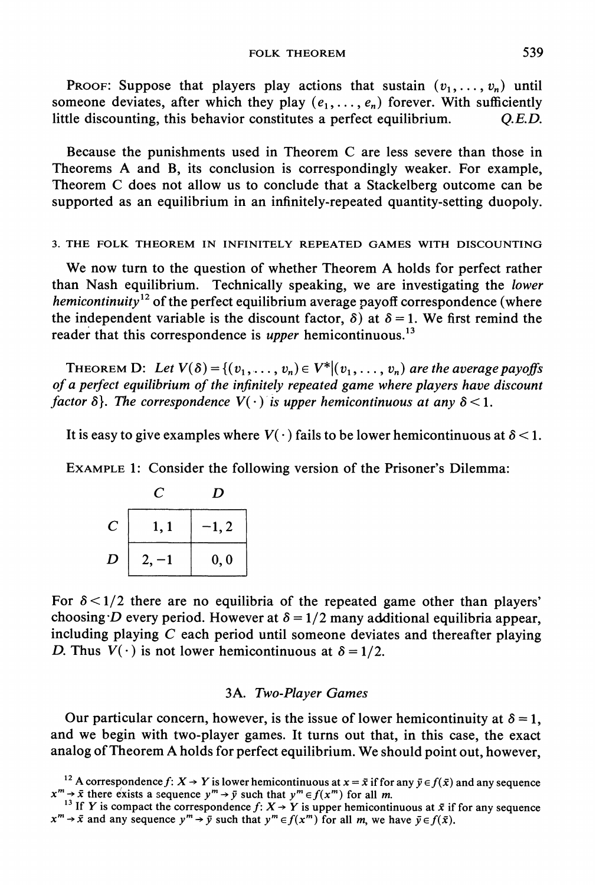PROOF: Suppose that players play actions that sustain $(v_1, \ldots, v_n)$ until someone deviates, after which they play $(e_1, \ldots, e_n)$ forever. With sufficiently little discounting, this behavior constitutes a perfect equilibrium. *Q.E.D.*

Because the punishments used in Theorem C are less severe than those in Theorems A and B, its conclusion is correspondingly weaker. For example, Theorem C does not allow us to conclude that a Stackelberg outcome can be supported as an equilibrium in an infinitely-repeated quantity-setting duopoly.

## 3. THE FOLK THEOREM IN INFINITELY REPEATED GAMES WITH DISCOUNTING

We now turn to the question of whether Theorem A holds for perfect rather than Nash equilibrium. Technically speaking, we are investigating the *lower hemicontinuity*[12] of the perfect equilibrium average payoff correspondence (where the independent variable is the discount factor, $\delta$) at $\delta = 1$. We first remind the reader that this correspondence is *upper* hemicontinuous.[13]

THEOREM D: *Let $V(\delta) = \{(v_1, \ldots, v_n) \in V^* | (v_1, \ldots, v_n)$ are the average payoffs of a perfect equilibrium of the infinitely repeated game where players have discount factor $\delta\}$. The correspondence $V(\cdot)$ is upper hemicontinuous at any $\delta < 1$.*

It is easy to give examples where $V(\cdot)$ fails to be lower hemicontinuous at $\delta < 1$.

EXAMPLE 1: Consider the following version of the Prisoner's Dilemma:

| | $C$ | $D$ |
|---|---|---|
| $C$ | $1, 1$ | $-1, 2$ |
| $D$ | $2, -1$ | $0, 0$ |

For $\delta < 1/2$ there are no equilibria of the repeated game other than players' choosing $D$ every period. However at $\delta = 1/2$ many additional equilibria appear, including playing $C$ each period until someone deviates and thereafter playing $D$. Thus $V(\cdot)$ is not lower hemicontinuous at $\delta = 1/2$.

### 3A. *Two-Player Games*

Our particular concern, however, is the issue of lower hemicontinuity at $\delta = 1$, and we begin with two-player games. It turns out that, in this case, the exact analog of Theorem A holds for perfect equilibrium. We should point out, however,

[12] A correspondence $f: X \to Y$ is lower hemicontinuous at $x = \bar{x}$ if for any $\bar{y} \in f(\bar{x})$ and any sequence $x^m \to \bar{x}$ there exists a sequence $y^m \to \bar{y}$ such that $y^m \in f(x^m)$ for all $m$.

[13] If $Y$ is compact the correspondence $f: X \to Y$ is upper hemicontinuous at $\bar{x}$ if for any sequence $x^m \to \bar{x}$ and any sequence $y^m \to \bar{y}$ such that $y^m \in f(x^m)$ for all $m$, we have $\bar{y} \in f(\bar{x})$.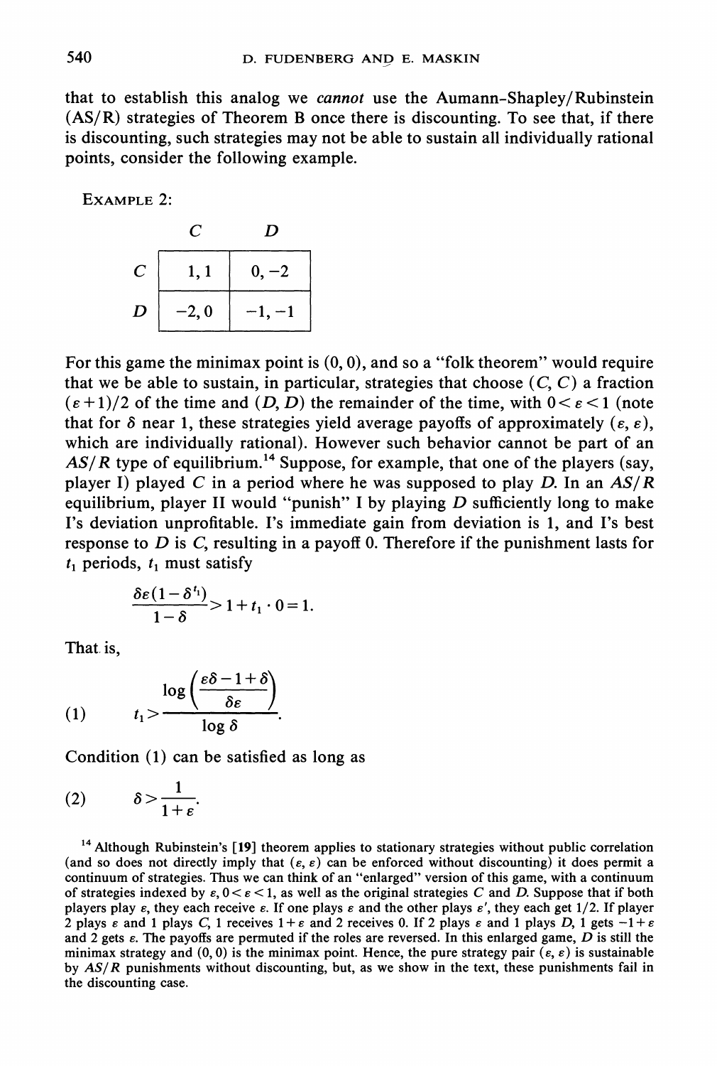that to establish this analog we *cannot* use the Aumann-Shapley/Rubinstein (AS/R) strategies of Theorem B once there is discounting. To see that, if there is discounting, such strategies may not be able to sustain all individually rational points, consider the following example.

EXAMPLE 2:

| | $C$ | $D$ |
|---|---|---|
| $C$ | 1, 1 | 0, −2 |
| $D$ | −2, 0 | −1, −1 |

For this game the minimax point is (0, 0), and so a "folk theorem" would require that we be able to sustain, in particular, strategies that choose $(C, C)$ a fraction $(\varepsilon+1)/2$ of the time and $(D, D)$ the remainder of the time, with $0<\varepsilon<1$ (note that for $\delta$ near 1, these strategies yield average payoffs of approximately $(\varepsilon, \varepsilon)$, which are individually rational).[14] However such behavior cannot be part of an $AS/R$ type of equilibrium.[14] Suppose, for example, that one of the players (say, player I) played $C$ in a period where he was supposed to play $D$. In an $AS/R$ equilibrium, player II would "punish" I by playing $D$ sufficiently long to make I's deviation unprofitable. I's immediate gain from deviation is 1, and I's best response to $D$ is $C$, resulting in a payoff 0. Therefore if the punishment lasts for $t_1$ periods, $t_1$ must satisfy

$$\frac{\delta\varepsilon(1-\delta^{t_1})}{1-\delta} > 1 + t_1 \cdot 0 = 1.$$

That is,

$$t_1 > \frac{\log\left(\dfrac{\varepsilon\delta - 1 + \delta}{\delta\varepsilon}\right)}{\log \delta}. \tag{1}$$

Condition (1) can be satisfied as long as

$$\delta > \frac{1}{1+\varepsilon}. \tag{2}$$

[14] Although Rubinstein's [19] theorem applies to stationary strategies without public correlation (and so does not directly imply that $(\varepsilon, \varepsilon)$ can be enforced without discounting) it does permit a continuum of strategies. Thus we can think of an "enlarged" version of this game, with a continuum of strategies indexed by $\varepsilon$, $0<\varepsilon<1$, as well as the original strategies $C$ and $D$. Suppose that if both players play $\varepsilon$, they each receive $\varepsilon$. If one plays $\varepsilon$ and the other plays $\varepsilon'$, they each get 1/2. If player 2 plays $\varepsilon$ and 1 plays $C$, 1 receives $1+\varepsilon$ and 2 receives 0. If 2 plays $\varepsilon$ and 1 plays $D$, 1 gets $-1+\varepsilon$ and 2 gets $\varepsilon$. The payoffs are permuted if the roles are reversed. In this enlarged game, $D$ is still the minimax strategy and (0, 0) is the minimax point. Hence, the pure strategy pair $(\varepsilon, \varepsilon)$ is sustainable by $AS/R$ punishments without discounting, but, as we show in the text, these punishments fail in the discounting case.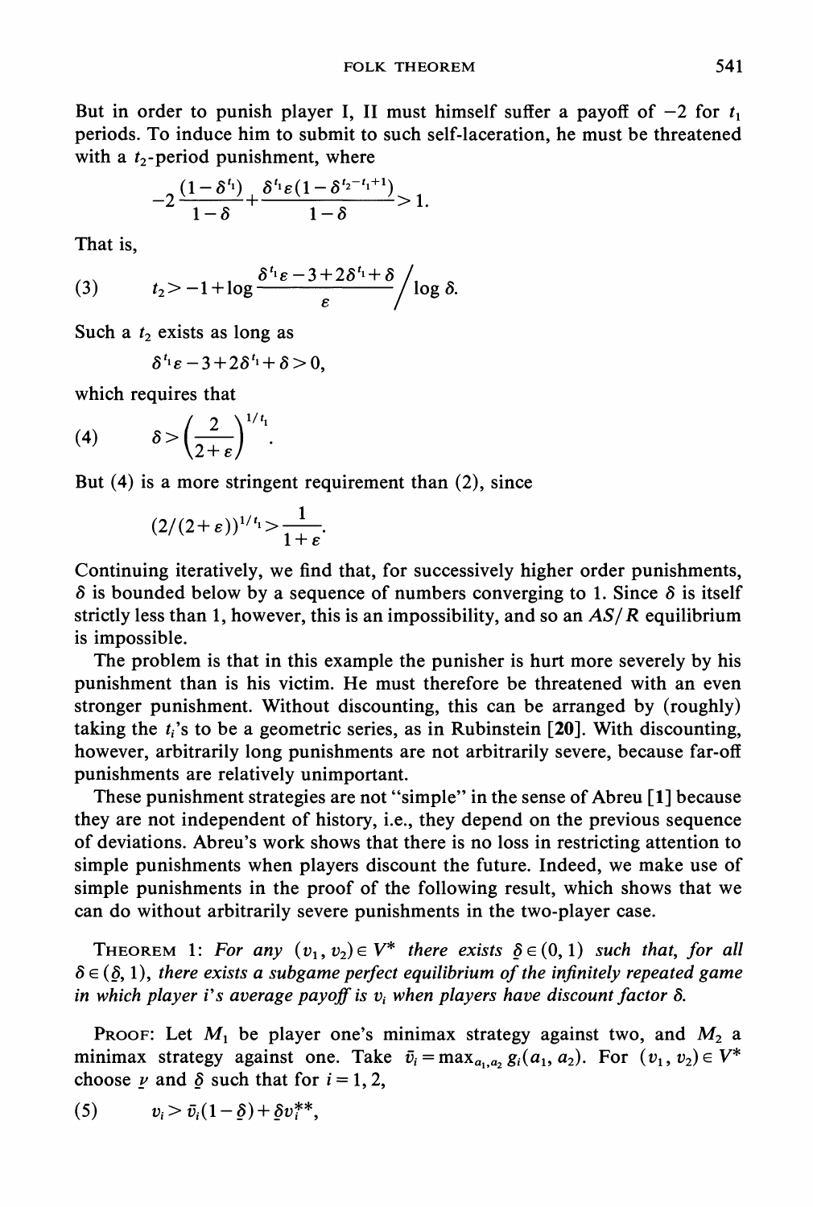But in order to punish player I, II must himself suffer a payoff of $-2$ for $t_1$ periods. To induce him to submit to such self-laceration, he must be threatened with a $t_2$-period punishment, where

$$-2\frac{(1-\delta^{t_1})}{1-\delta}+\frac{\delta^{t_1}\varepsilon(1-\delta^{t_2-t_1+1})}{1-\delta}>1.$$

That is,

$$t_2 > -1+\log\frac{\delta^{t_1}\varepsilon-3+2\delta^{t_1}+\delta}{\varepsilon}\Big/\log\delta. \tag{3}$$

Such a $t_2$ exists as long as

$$\delta^{t_1}\varepsilon-3+2\delta^{t_1}+\delta>0,$$

which requires that

$$\delta>\left(\frac{2}{2+\varepsilon}\right)^{1/t_1}. \tag{4}$$

But (4) is a more stringent requirement than (2), since

$$(2/(2+\varepsilon))^{1/t_1}>\frac{1}{1+\varepsilon}.$$

Continuing iteratively, we find that, for successively higher order punishments, $\delta$ is bounded below by a sequence of numbers converging to 1. Since $\delta$ is itself strictly less than 1, however, this is an impossibility, and so an *AS/R* equilibrium is impossible.

The problem is that in this example the punisher is hurt more severely by his punishment than is his victim. He must therefore be threatened with an even stronger punishment. Without discounting, this can be arranged by (roughly) taking the $t_i$'s to be a geometric series, as in Rubinstein [20]. With discounting, however, arbitrarily long punishments are not arbitrarily severe, because far-off punishments are relatively unimportant.

These punishment strategies are not "simple" in the sense of Abreu [1] because they are not independent of history, i.e., they depend on the previous sequence of deviations. Abreu's work shows that there is no loss in restricting attention to simple punishments when players discount the future. Indeed, we make use of simple punishments in the proof of the following result, which shows that we can do without arbitrarily severe punishments in the two-player case.

THEOREM 1: *For any $(v_1, v_2)\in V^*$ there exists $\underline{\delta}\in(0,1)$ such that, for all $\delta\in(\underline{\delta},1)$, there exists a subgame perfect equilibrium of the infinitely repeated game in which player i's average payoff is $v_i$ when players have discount factor $\delta$.*

PROOF: Let $M_1$ be player one's minimax strategy against two, and $M_2$ a minimax strategy against one. Take $\bar{v}_i=\max_{a_1,a_2} g_i(a_1,a_2)$. For $(v_1,v_2)\in V^*$ choose $\underline{v}$ and $\underline{\delta}$ such that for $i=1,2$,

$$v_i>\bar{v}_i(1-\underline{\delta})+\underline{\delta}v_i^{**}, \tag{5}$$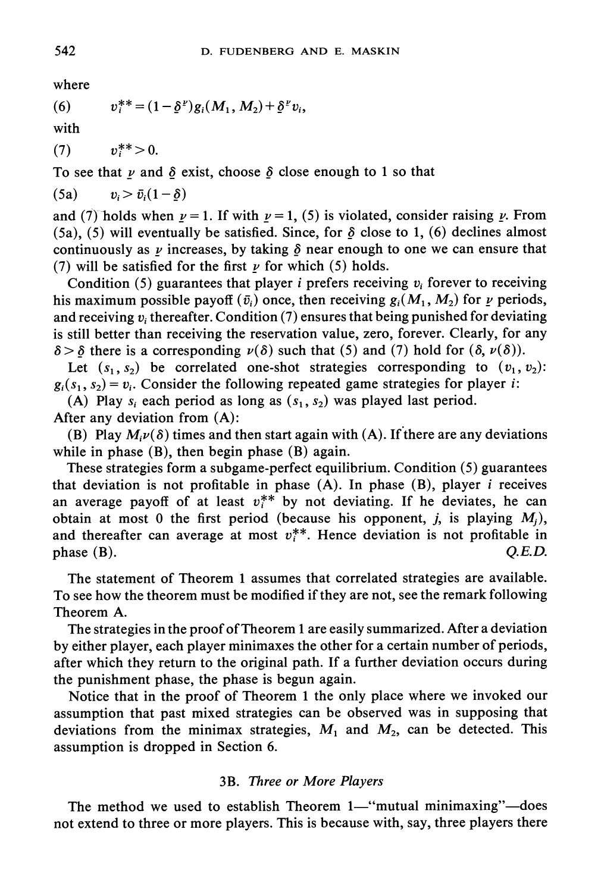where

$$(6) \qquad v_i^{**} = (1-\underline{\delta}^{\nu})g_i(M_1, M_2) + \underline{\delta}^{\nu} v_i,$$

with

$$(7) \qquad v_i^{**} > 0.$$

To see that $\underline{\nu}$ and $\underline{\delta}$ exist, choose $\underline{\delta}$ close enough to 1 so that

$$(5a) \qquad v_i > \bar{v}_i(1-\underline{\delta})$$

and (7) holds when $\underline{\nu} = 1$. If with $\underline{\nu} = 1$, (5) is violated, consider raising $\underline{\nu}$. From (5a), (5) will eventually be satisfied. Since, for $\underline{\delta}$ close to 1, (6) declines almost continuously as $\underline{\nu}$ increases, by taking $\underline{\delta}$ near enough to one we can ensure that (7) will be satisfied for the first $\underline{\nu}$ for which (5) holds.

Condition (5) guarantees that player $i$ prefers receiving $v_i$ forever to receiving his maximum possible payoff ($\bar{v}_i$) once, then receiving $g_i(M_1, M_2)$ for $\underline{\nu}$ periods, and receiving $v_i$ thereafter. Condition (7) ensures that being punished for deviating is still better than receiving the reservation value, zero, forever. Clearly, for any $\delta > \underline{\delta}$ there is a corresponding $\nu(\delta)$ such that (5) and (7) hold for $(\delta, \nu(\delta))$.

Let $(s_1, s_2)$ be correlated one-shot strategies corresponding to $(v_1, v_2)$: $g_i(s_1, s_2) = v_i$. Consider the following repeated game strategies for player $i$:

(A) Play $s_i$ each period as long as $(s_1, s_2)$ was played last period.

After any deviation from (A):

(B) Play $M_i\nu(\delta)$ times and then start again with (A). If there are any deviations while in phase (B), then begin phase (B) again.

These strategies form a subgame-perfect equilibrium. Condition (5) guarantees that deviation is not profitable in phase (A). In phase (B), player $i$ receives an average payoff of at least $v_i^{**}$ by not deviating. If he deviates, he can obtain at most 0 the first period (because his opponent, $j$, is playing $M_j$), and thereafter can average at most $v_i^{**}$. Hence deviation is not profitable in phase (B). *Q.E.D.*

The statement of Theorem 1 assumes that correlated strategies are available. To see how the theorem must be modified if they are not, see the remark following Theorem A.

The strategies in the proof of Theorem 1 are easily summarized. After a deviation by either player, each player minimaxes the other for a certain number of periods, after which they return to the original path. If a further deviation occurs during the punishment phase, the phase is begun again.

Notice that in the proof of Theorem 1 the only place where we invoked our assumption that past mixed strategies can be observed was in supposing that deviations from the minimax strategies, $M_1$ and $M_2$, can be detected. This assumption is dropped in Section 6.

### 3B. *Three or More Players*

The method we used to establish Theorem 1—"mutual minimaxing"—does not extend to three or more players. This is because with, say, three players there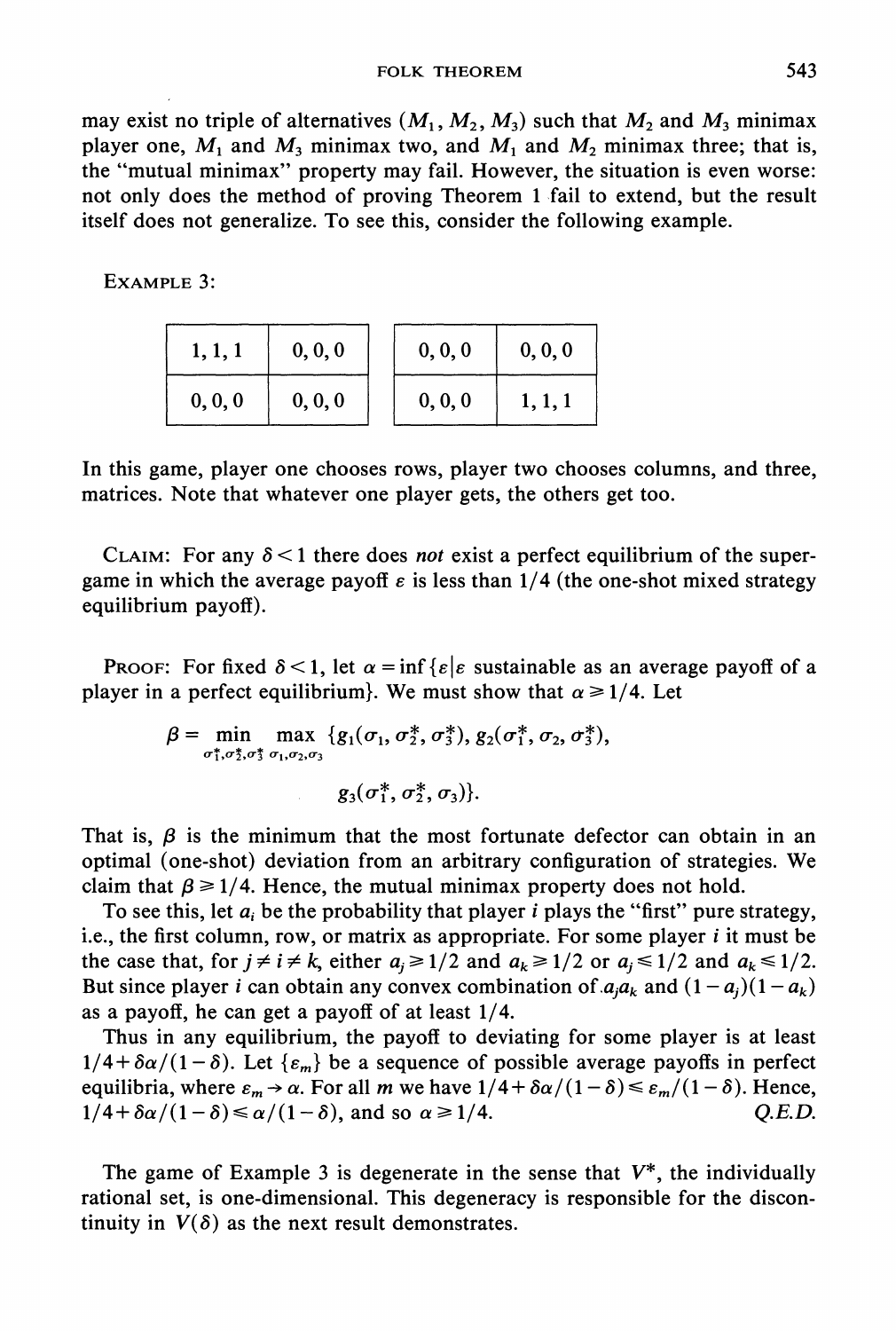may exist no triple of alternatives $(M_1, M_2, M_3)$ such that $M_2$ and $M_3$ minimax player one, $M_1$ and $M_3$ minimax two, and $M_1$ and $M_2$ minimax three; that is, the "mutual minimax" property may fail. However, the situation is even worse: not only does the method of proving Theorem 1 fail to extend, but the result itself does not generalize. To see this, consider the following example.

EXAMPLE 3:

| | |
|---|---|
| 1, 1, 1 | 0, 0, 0 |
| 0, 0, 0 | 0, 0, 0 |

| | |
|---|---|
| 0, 0, 0 | 0, 0, 0 |
| 0, 0, 0 | 1, 1, 1 |

In this game, player one chooses rows, player two chooses columns, and three, matrices. Note that whatever one player gets, the others get too.

CLAIM: For any $\delta < 1$ there does *not* exist a perfect equilibrium of the supergame in which the average payoff $\varepsilon$ is less than $1/4$ (the one-shot mixed strategy equilibrium payoff).

PROOF: For fixed $\delta < 1$, let $\alpha = \inf\{\varepsilon | \varepsilon$ sustainable as an average payoff of a player in a perfect equilibrium$\}$. We must show that $\alpha \geq 1/4$. Let

$$\beta = \min_{\sigma_1^*, \sigma_2^*, \sigma_3^*} \max_{\sigma_1, \sigma_2, \sigma_3} \{g_1(\sigma_1, \sigma_2^*, \sigma_3^*), g_2(\sigma_1^*, \sigma_2, \sigma_3^*),$$

$$g_3(\sigma_1^*, \sigma_2^*, \sigma_3)\}.$$

That is, $\beta$ is the minimum that the most fortunate defector can obtain in an optimal (one-shot) deviation from an arbitrary configuration of strategies. We claim that $\beta \geq 1/4$. Hence, the mutual minimax property does not hold.

To see this, let $a_i$ be the probability that player $i$ plays the "first" pure strategy, i.e., the first column, row, or matrix as appropriate. For some player $i$ it must be the case that, for $j \neq i \neq k$, either $a_j \geq 1/2$ and $a_k \geq 1/2$ or $a_j \leq 1/2$ and $a_k \leq 1/2$. But since player $i$ can obtain any convex combination of $a_j a_k$ and $(1-a_j)(1-a_k)$ as a payoff, he can get a payoff of at least $1/4$.

Thus in any equilibrium, the payoff to deviating for some player is at least $1/4 + \delta\alpha/(1-\delta)$. Let $\{\varepsilon_m\}$ be a sequence of possible average payoffs in perfect equilibria, where $\varepsilon_m \to \alpha$. For all $m$ we have $1/4 + \delta\alpha/(1-\delta) \leq \varepsilon_m/(1-\delta)$. Hence, $1/4 + \delta\alpha/(1-\delta) \leq \alpha/(1-\delta)$, and so $\alpha \geq 1/4$. *Q.E.D.*

The game of Example 3 is degenerate in the sense that $V^*$, the individually rational set, is one-dimensional. This degeneracy is responsible for the discontinuity in $V(\delta)$ as the next result demonstrates.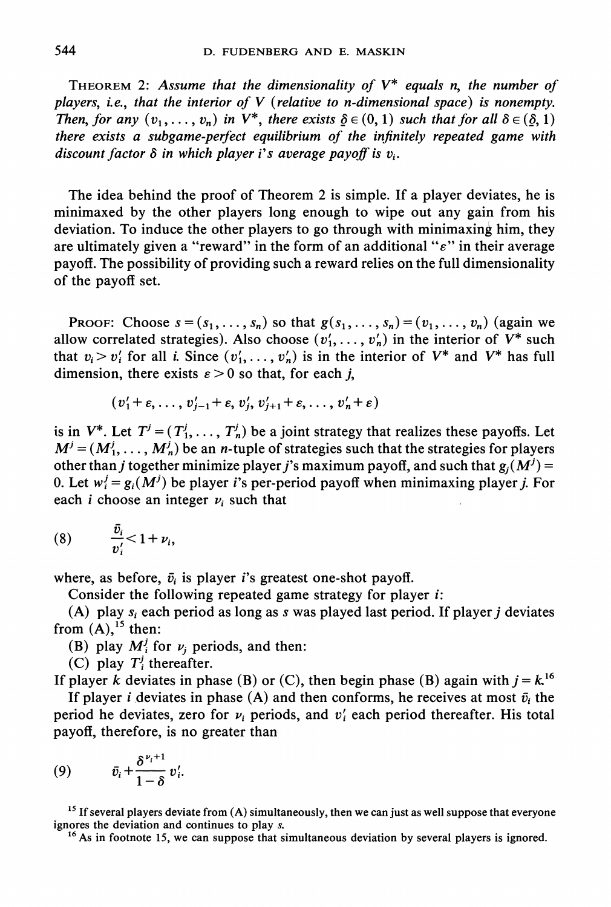**THEOREM 2:** *Assume that the dimensionality of $V^*$ equals $n$, the number of players, i.e., that the interior of $V$ (relative to $n$-dimensional space) is nonempty. Then, for any $(v_1, \ldots, v_n)$ in $V^*$, there exists $\underline{\delta} \in (0, 1)$ such that for all $\delta \in (\underline{\delta}, 1)$ there exists a subgame-perfect equilibrium of the infinitely repeated game with discount factor $\delta$ in which player $i$'s average payoff is $v_i$.*

The idea behind the proof of Theorem 2 is simple. If a player deviates, he is minimaxed by the other players long enough to wipe out any gain from his deviation. To induce the other players to go through with minimaxing him, they are ultimately given a "reward" in the form of an additional "$\varepsilon$" in their average payoff. The possibility of providing such a reward relies on the full dimensionality of the payoff set.

PROOF: Choose $s = (s_1, \ldots, s_n)$ so that $g(s_1, \ldots, s_n) = (v_1, \ldots, v_n)$ (again we allow correlated strategies). Also choose $(v'_1, \ldots, v'_n)$ in the interior of $V^*$ such that $v_i > v'_i$ for all $i$. Since $(v'_1, \ldots, v'_n)$ is in the interior of $V^*$ and $V^*$ has full dimension, there exists $\varepsilon > 0$ so that, for each $j$,

$$(v'_1 + \varepsilon, \ldots, v'_{j-1} + \varepsilon, v'_j, v'_{j+1} + \varepsilon, \ldots, v'_n + \varepsilon)$$

is in $V^*$. Let $T^j = (T^j_1, \ldots, T^j_n)$ be a joint strategy that realizes these payoffs. Let $M^j = (M^j_1, \ldots, M^j_n)$ be an $n$-tuple of strategies such that the strategies for players other than $j$ together minimize player $j$'s maximum payoff, and such that $g_j(M^j) = 0$. Let $w^j_i = g_i(M^j)$ be player $i$'s per-period payoff when minimaxing player $j$. For each $i$ choose an integer $\nu_i$ such that

$$\frac{\bar{v}_i}{v'_i} < 1 + \nu_i, \tag{8}$$

where, as before, $\bar{v}_i$ is player $i$'s greatest one-shot payoff.

Consider the following repeated game strategy for player $i$:

(A) play $s_i$ each period as long as $s$ was played last period. If player $j$ deviates from (A),[15] then:

(B) play $M^j_i$ for $\nu_j$ periods, and then:

(C) play $T^j_i$ thereafter.

If player $k$ deviates in phase (B) or (C), then begin phase (B) again with $j = k$.[16]

If player $i$ deviates in phase (A) and then conforms, he receives at most $\bar{v}_i$ the period he deviates, zero for $\nu_i$ periods, and $v'_i$ each period thereafter. His total payoff, therefore, is no greater than

$$\bar{v}_i + \frac{\delta^{\nu_i+1}}{1-\delta} v'_i. \tag{9}$$

[15] If several players deviate from (A) simultaneously, then we can just as well suppose that everyone ignores the deviation and continues to play $s$.

[16] As in footnote 15, we can suppose that simultaneous deviation by several players is ignored.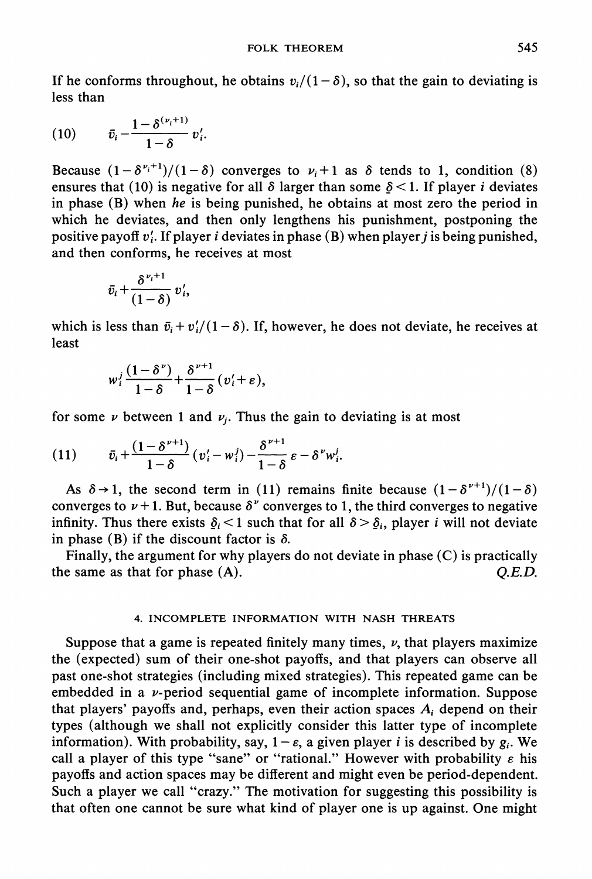If he conforms throughout, he obtains $v_i/(1-\delta)$, so that the gain to deviating is less than

$$\bar{v}_i - \frac{1-\delta^{(\nu_i+1)}}{1-\delta} v_i'. \tag{10}$$

Because $(1-\delta^{\nu_i+1})/(1-\delta)$ converges to $\nu_i+1$ as $\delta$ tends to 1, condition (8) ensures that (10) is negative for all $\delta$ larger than some $\underline{\delta}<1$. If player $i$ deviates in phase (B) when *he* is being punished, he obtains at most zero the period in which he deviates, and then only lengthens his punishment, postponing the positive payoff $v_i'$. If player $i$ deviates in phase (B) when player $j$ is being punished, and then conforms, he receives at most

$$\bar{v}_i + \frac{\delta^{\nu_i+1}}{(1-\delta)} v_i',$$

which is less than $\bar{v}_i + v_i'/(1-\delta)$. If, however, he does not deviate, he receives at least

$$w_i^j \frac{(1-\delta^{\nu})}{1-\delta} + \frac{\delta^{\nu+1}}{1-\delta}(v_i'+\varepsilon),$$

for some $\nu$ between 1 and $\nu_j$. Thus the gain to deviating is at most

$$\bar{v}_i + \frac{(1-\delta^{\nu+1})}{1-\delta}(v_i' - w_i^j) - \frac{\delta^{\nu+1}}{1-\delta}\varepsilon - \delta^{\nu} w_i^j. \tag{11}$$

As $\delta \to 1$, the second term in (11) remains finite because $(1-\delta^{\nu+1})/(1-\delta)$ converges to $\nu+1$. But, because $\delta^{\nu}$ converges to 1, the third converges to negative infinity. Thus there exists $\underline{\delta}_i<1$ such that for all $\delta>\underline{\delta}_i$, player $i$ will not deviate in phase (B) if the discount factor is $\delta$.

Finally, the argument for why players do not deviate in phase (C) is practically the same as that for phase (A). *Q.E.D.*

## 4. INCOMPLETE INFORMATION WITH NASH THREATS

Suppose that a game is repeated finitely many times, $\nu$, that players maximize the (expected) sum of their one-shot payoffs, and that players can observe all past one-shot strategies (including mixed strategies). This repeated game can be embedded in a $\nu$-period sequential game of incomplete information. Suppose that players' payoffs and, perhaps, even their action spaces $A_i$ depend on their types (although we shall not explicitly consider this latter type of incomplete information). With probability, say, $1-\varepsilon$, a given player $i$ is described by $g_i$. We call a player of this type "sane" or "rational." However with probability $\varepsilon$ his payoffs and action spaces may be different and might even be period-dependent. Such a player we call "crazy." The motivation for suggesting this possibility is that often one cannot be sure what kind of player one is up against. One might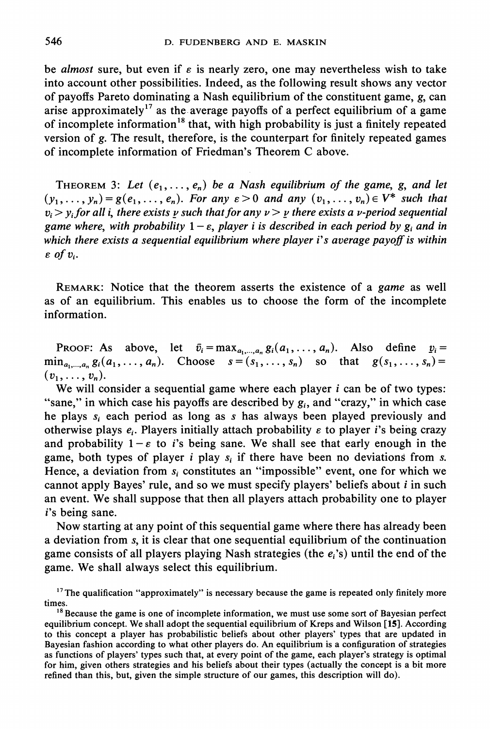be *almost* sure, but even if $\varepsilon$ is nearly zero, one may nevertheless wish to take into account other possibilities. Indeed, as the following result shows any vector of payoffs Pareto dominating a Nash equilibrium of the constituent game, $g$, can arise approximately[17] as the average payoffs of a perfect equilibrium of a game of incomplete information[18] that, with high probability is just a finitely repeated version of $g$. The result, therefore, is the counterpart for finitely repeated games of incomplete information of Friedman's Theorem C above.

THEOREM 3: *Let $(e_1, \ldots, e_n)$ be a Nash equilibrium of the game, $g$, and let $(y_1, \ldots, y_n) = g(e_1, \ldots, e_n)$. For any $\varepsilon > 0$ and any $(v_1, \ldots, v_n) \in V^*$ such that $v_i > y_i$ for all $i$, there exists $\underline{\nu}$ such that for any $\nu > \underline{\nu}$ there exists a $\nu$-period sequential game where, with probability $1-\varepsilon$, player $i$ is described in each period by $g_i$ and in which there exists a sequential equilibrium where player $i$'s average payoff is within $\varepsilon$ of $v_i$.*

REMARK: Notice that the theorem asserts the existence of a *game* as well as of an equilibrium. This enables us to choose the form of the incomplete information.

PROOF: As above, let $\bar{v}_i = \max_{a_1,\ldots,a_n} g_i(a_1, \ldots, a_n)$. Also define $\underline{v}_i = \min_{a_1,\ldots,a_n} g_i(a_1, \ldots, a_n)$. Choose $s = (s_1, \ldots, s_n)$ so that $g(s_1, \ldots, s_n) = (v_1, \ldots, v_n)$.

We will consider a sequential game where each player $i$ can be of two types: "sane," in which case his payoffs are described by $g_i$, and "crazy," in which case he plays $s_i$ each period as long as $s$ has always been played previously and otherwise plays $e_i$. Players initially attach probability $\varepsilon$ to player $i$'s being crazy and probability $1-\varepsilon$ to $i$'s being sane. We shall see that early enough in the game, both types of player $i$ play $s_i$ if there have been no deviations from $s$. Hence, a deviation from $s_i$ constitutes an "impossible" event, one for which we cannot apply Bayes' rule, and so we must specify players' beliefs about $i$ in such an event. We shall suppose that then all players attach probability one to player $i$'s being sane.

Now starting at any point of this sequential game where there has already been a deviation from $s$, it is clear that one sequential equilibrium of the continuation game consists of all players playing Nash strategies (the $e_i$'s) until the end of the game. We shall always select this equilibrium.

[17] The qualification "approximately" is necessary because the game is repeated only finitely more times.

[18] Because the game is one of incomplete information, we must use some sort of Bayesian perfect equilibrium concept. We shall adopt the sequential equilibrium of Kreps and Wilson [**15**]. According to this concept a player has probabilistic beliefs about other players' types that are updated in Bayesian fashion according to what other players do. An equilibrium is a configuration of strategies as functions of players' types such that, at every point of the game, each player's strategy is optimal for him, given others strategies and his beliefs about their types (actually the concept is a bit more refined than this, but, given the simple structure of our games, this description will do).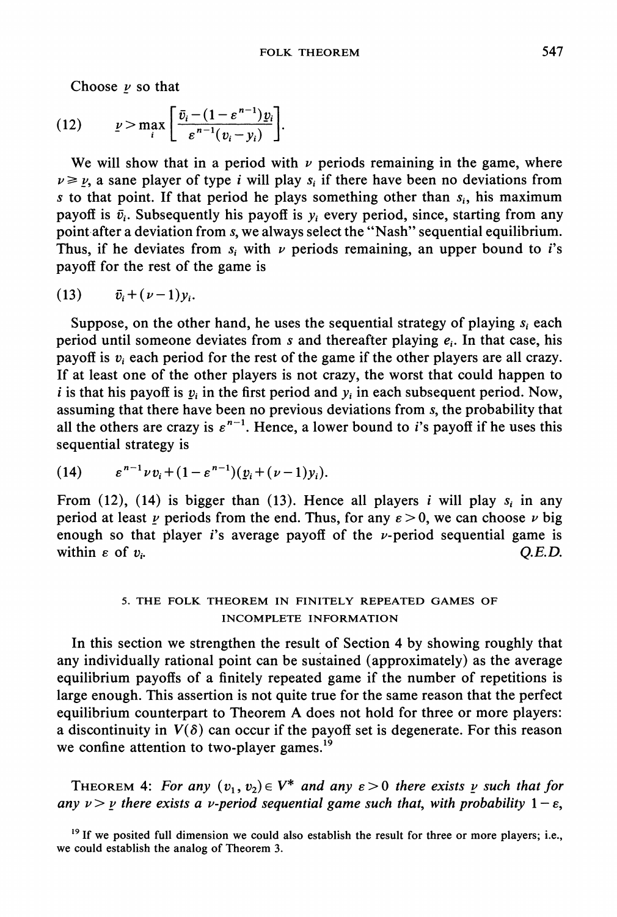Choose $\underline{\nu}$ so that

$$(12) \qquad \underline{\nu} > \max_i \left[ \frac{\bar{v}_i - (1-\varepsilon^{n-1})\underline{v}_i}{\varepsilon^{n-1}(v_i - y_i)} \right].$$

We will show that in a period with $\nu$ periods remaining in the game, where $\nu \geqslant \underline{\nu}$, a sane player of type $i$ will play $s_i$ if there have been no deviations from $s$ to that point. If that period he plays something other than $s_i$, his maximum payoff is $\bar{v}_i$. Subsequently his payoff is $y_i$ every period, since, starting from any point after a deviation from $s$, we always select the "Nash" sequential equilibrium. Thus, if he deviates from $s_i$ with $\nu$ periods remaining, an upper bound to $i$'s payoff for the rest of the game is

$$(13) \qquad \bar{v}_i + (\nu - 1) y_i.$$

Suppose, on the other hand, he uses the sequential strategy of playing $s_i$ each period until someone deviates from $s$ and thereafter playing $e_i$. In that case, his payoff is $v_i$ each period for the rest of the game if the other players are all crazy. If at least one of the other players is not crazy, the worst that could happen to $i$ is that his payoff is $\underline{v}_i$ in the first period and $y_i$ in each subsequent period. Now, assuming that there have been no previous deviations from $s$, the probability that all the others are crazy is $\varepsilon^{n-1}$. Hence, a lower bound to $i$'s payoff if he uses this sequential strategy is

$$(14) \qquad \varepsilon^{n-1}\nu v_i + (1-\varepsilon^{n-1})(\underline{v}_i + (\nu-1)y_i).$$

From (12), (14) is bigger than (13). Hence all players $i$ will play $s_i$ in any period at least $\underline{\nu}$ periods from the end. Thus, for any $\varepsilon > 0$, we can choose $\nu$ big enough so that player $i$'s average payoff of the $\nu$-period sequential game is within $\varepsilon$ of $v_i$. *Q.E.D.*

## 5. THE FOLK THEOREM IN FINITELY REPEATED GAMES OF INCOMPLETE INFORMATION

In this section we strengthen the result of Section 4 by showing roughly that any individually rational point can be sustained (approximately) as the average equilibrium payoffs of a finitely repeated game if the number of repetitions is large enough. This assertion is not quite true for the same reason that the perfect equilibrium counterpart to Theorem A does not hold for three or more players: a discontinuity in $V(\delta)$ can occur if the payoff set is degenerate. For this reason we confine attention to two-player games.[19]

THEOREM 4: *For any $(v_1, v_2) \in V^*$ and any $\varepsilon > 0$ there exists $\underline{\nu}$ such that for any $\nu > \underline{\nu}$ there exists a $\nu$-period sequential game such that, with probability $1-\varepsilon$,*

[19] If we posited full dimension we could also establish the result for three or more players; i.e., we could establish the analog of Theorem 3.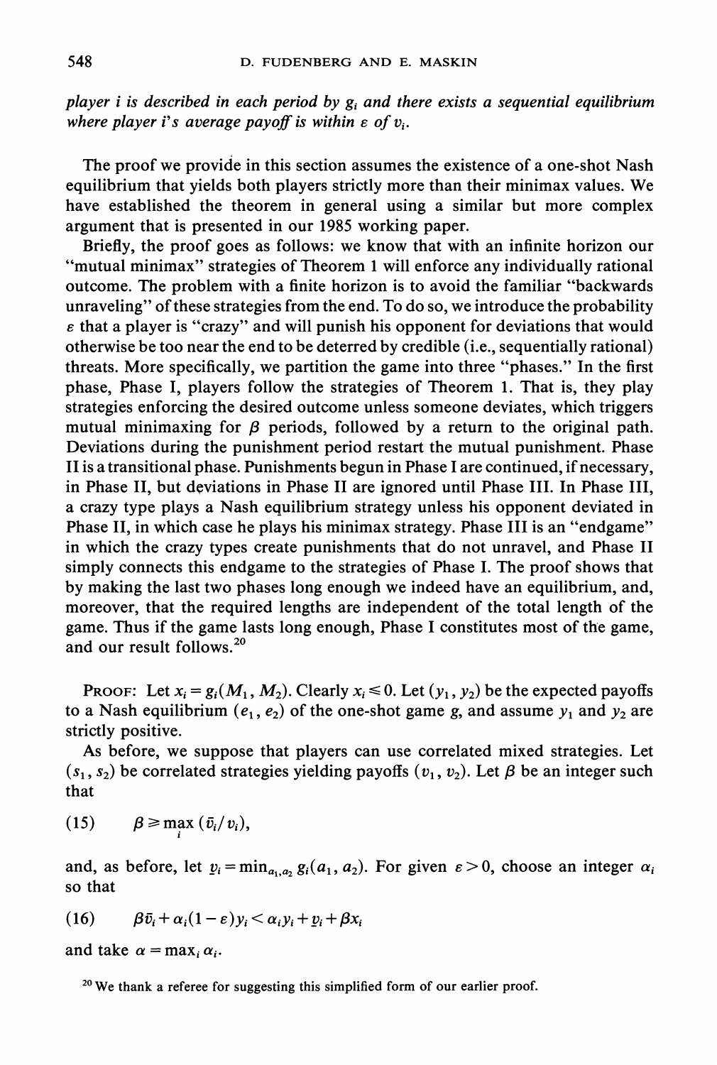*player i is described in each period by $g_i$ and there exists a sequential equilibrium where player i's average payoff is within $\varepsilon$ of $v_i$.*

The proof we provide in this section assumes the existence of a one-shot Nash equilibrium that yields both players strictly more than their minimax values. We have established the theorem in general using a similar but more complex argument that is presented in our 1985 working paper.

Briefly, the proof goes as follows: we know that with an infinite horizon our "mutual minimax" strategies of Theorem 1 will enforce any individually rational outcome. The problem with a finite horizon is to avoid the familiar "backwards unraveling" of these strategies from the end. To do so, we introduce the probability $\varepsilon$ that a player is "crazy" and will punish his opponent for deviations that would otherwise be too near the end to be deterred by credible (i.e., sequentially rational) threats. More specifically, we partition the game into three "phases." In the first phase, Phase I, players follow the strategies of Theorem 1. That is, they play strategies enforcing the desired outcome unless someone deviates, which triggers mutual minimaxing for $\beta$ periods, followed by a return to the original path. Deviations during the punishment period restart the mutual punishment. Phase II is a transitional phase. Punishments begun in Phase I are continued, if necessary, in Phase II, but deviations in Phase II are ignored until Phase III. In Phase III, a crazy type plays a Nash equilibrium strategy unless his opponent deviated in Phase II, in which case he plays his minimax strategy. Phase III is an "endgame" in which the crazy types create punishments that do not unravel, and Phase II simply connects this endgame to the strategies of Phase I. The proof shows that by making the last two phases long enough we indeed have an equilibrium, and, moreover, that the required lengths are independent of the total length of the game. Thus if the game lasts long enough, Phase I constitutes most of the game, and our result follows.[20]

PROOF: Let $x_i = g_i(M_1, M_2)$. Clearly $x_i \leq 0$. Let $(y_1, y_2)$ be the expected payoffs to a Nash equilibrium $(e_1, e_2)$ of the one-shot game $g$, and assume $y_1$ and $y_2$ are strictly positive.

As before, we suppose that players can use correlated mixed strategies. Let $(s_1, s_2)$ be correlated strategies yielding payoffs $(v_1, v_2)$. Let $\beta$ be an integer such that

$$\beta \geq \max_i (\bar{v}_i / v_i), \tag{15}$$

and, as before, let $\underline{v}_i = \min_{a_1, a_2} g_i(a_1, a_2)$. For given $\varepsilon > 0$, choose an integer $\alpha_i$ so that

$$\beta \bar{v}_i + \alpha_i(1-\varepsilon) y_i < \alpha_i y_i + \underline{v}_i + \beta x_i \tag{16}$$

and take $\alpha = \max_i \alpha_i$.

[20] We thank a referee for suggesting this simplified form of our earlier proof.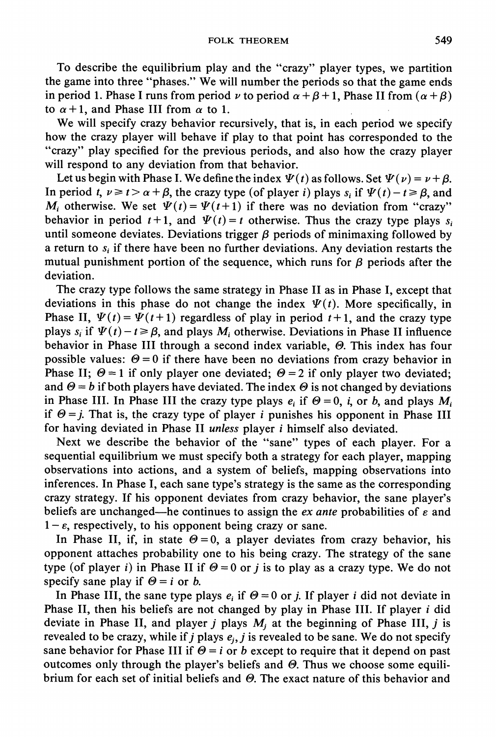To describe the equilibrium play and the "crazy" player types, we partition the game into three "phases." We will number the periods so that the game ends in period 1. Phase I runs from period $\nu$ to period $\alpha+\beta+1$, Phase II from $(\alpha+\beta)$ to $\alpha+1$, and Phase III from $\alpha$ to 1.

We will specify crazy behavior recursively, that is, in each period we specify how the crazy player will behave if play to that point has corresponded to the "crazy" play specified for the previous periods, and also how the crazy player will respond to any deviation from that behavior.

Let us begin with Phase I. We define the index $\Psi(t)$ as follows. Set $\Psi(\nu)=\nu+\beta$. In period $t$, $\nu \geq t > \alpha+\beta$, the crazy type (of player $i$) plays $s_i$ if $\Psi(t)-t \geq \beta$, and $M_i$ otherwise. We set $\Psi(t)=\Psi(t+1)$ if there was no deviation from "crazy" behavior in period $t+1$, and $\Psi(t)=t$ otherwise. Thus the crazy type plays $s_i$ until someone deviates. Deviations trigger $\beta$ periods of minimaxing followed by a return to $s_i$ if there have been no further deviations. Any deviation restarts the mutual punishment portion of the sequence, which runs for $\beta$ periods after the deviation.

The crazy type follows the same strategy in Phase II as in Phase I, except that deviations in this phase do not change the index $\Psi(t)$. More specifically, in Phase II, $\Psi(t)=\Psi(t+1)$ regardless of play in period $t+1$, and the crazy type plays $s_i$ if $\Psi(t)-t \geq \beta$, and plays $M_i$ otherwise. Deviations in Phase II influence behavior in Phase III through a second index variable, $\Theta$. This index has four possible values: $\Theta=0$ if there have been no deviations from crazy behavior in Phase II; $\Theta=1$ if only player one deviated; $\Theta=2$ if only player two deviated; and $\Theta=b$ if both players have deviated. The index $\Theta$ is not changed by deviations in Phase III. In Phase III the crazy type plays $e_i$ if $\Theta=0$, $i$, or $b$, and plays $M_i$ if $\Theta=j$. That is, the crazy type of player $i$ punishes his opponent in Phase III for having deviated in Phase II *unless* player $i$ himself also deviated.

Next we describe the behavior of the "sane" types of each player. For a sequential equilibrium we must specify both a strategy for each player, mapping observations into actions, and a system of beliefs, mapping observations into inferences. In Phase I, each sane type's strategy is the same as the corresponding crazy strategy. If his opponent deviates from crazy behavior, the sane player's beliefs are unchanged—he continues to assign the *ex ante* probabilities of $\varepsilon$ and $1-\varepsilon$, respectively, to his opponent being crazy or sane.

In Phase II, if, in state $\Theta=0$, a player deviates from crazy behavior, his opponent attaches probability one to his being crazy. The strategy of the sane type (of player $i$) in Phase II if $\Theta=0$ or $j$ is to play as a crazy type. We do not specify sane play if $\Theta=i$ or $b$.

In Phase III, the sane type plays $e_i$ if $\Theta=0$ or $j$. If player $i$ did not deviate in Phase II, then his beliefs are not changed by play in Phase III. If player $i$ did deviate in Phase II, and player $j$ plays $M_j$ at the beginning of Phase III, $j$ is revealed to be crazy, while if $j$ plays $e_j$, $j$ is revealed to be sane. We do not specify sane behavior for Phase III if $\Theta=i$ or $b$ except to require that it depend on past outcomes only through the player's beliefs and $\Theta$. Thus we choose some equilibrium for each set of initial beliefs and $\Theta$. The exact nature of this behavior and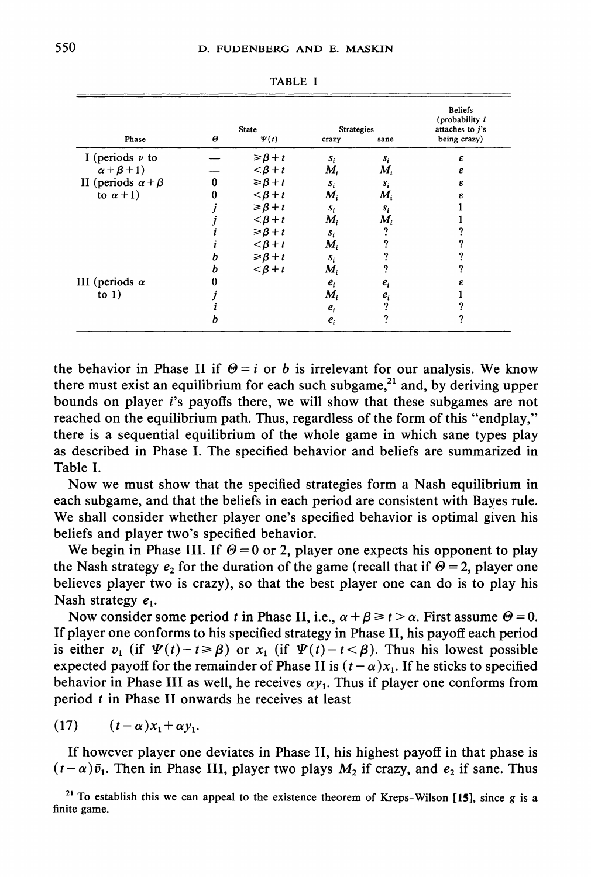TABLE I

| Phase | $\Theta$ | State $\Psi(t)$ | Strategies crazy | Strategies sane | Beliefs (probability $i$ attaches to $j$'s being crazy) |
|---|---|---|---|---|---|
| I (periods $\nu$ to | — | $\geqslant \beta + t$ | $s_i$ | $s_i$ | $\varepsilon$ |
| $\alpha+\beta+1$) | — | $< \beta + t$ | $M_i$ | $M_i$ | $\varepsilon$ |
| II (periods $\alpha+\beta$ | 0 | $\geqslant \beta + t$ | $s_i$ | $s_i$ | $\varepsilon$ |
| to $\alpha+1$) | 0 | $< \beta + t$ | $M_i$ | $M_i$ | $\varepsilon$ |
| | $j$ | $\geqslant \beta + t$ | $s_i$ | $s_i$ | 1 |
| | $j$ | $< \beta + t$ | $M_i$ | $M_i$ | 1 |
| | $i$ | $\geqslant \beta + t$ | $s_i$ | ? | ? |
| | $i$ | $< \beta + t$ | $M_i$ | ? | ? |
| | $b$ | $\geqslant \beta + t$ | $s_i$ | ? | ? |
| | $b$ | $< \beta + t$ | $M_i$ | ? | ? |
| III (periods $\alpha$ | 0 | | $e_i$ | $e_i$ | $\varepsilon$ |
| to 1) | $j$ | | $M_i$ | $e_i$ | 1 |
| | $i$ | | $e_i$ | ? | ? |
| | $b$ | | $e_i$ | ? | ? |

the behavior in Phase II if $\Theta = i$ or $b$ is irrelevant for our analysis. We know there must exist an equilibrium for each such subgame,[21] and, by deriving upper bounds on player $i$'s payoffs there, we will show that these subgames are not reached on the equilibrium path. Thus, regardless of the form of this "endplay," there is a sequential equilibrium of the whole game in which sane types play as described in Phase I. The specified behavior and beliefs are summarized in Table I.

Now we must show that the specified strategies form a Nash equilibrium in each subgame, and that the beliefs in each period are consistent with Bayes rule. We shall consider whether player one's specified behavior is optimal given his beliefs and player two's specified behavior.

We begin in Phase III. If $\Theta = 0$ or 2, player one expects his opponent to play the Nash strategy $e_2$ for the duration of the game (recall that if $\Theta = 2$, player one believes player two is crazy), so that the best player one can do is to play his Nash strategy $e_1$.

Now consider some period $t$ in Phase II, i.e., $\alpha + \beta \geqslant t > \alpha$. First assume $\Theta = 0$. If player one conforms to his specified strategy in Phase II, his payoff each period is either $v_1$ (if $\Psi(t) - t \geqslant \beta$) or $x_1$ (if $\Psi(t) - t < \beta$). Thus his lowest possible expected payoff for the remainder of Phase II is $(t-\alpha)x_1$. If he sticks to specified behavior in Phase III as well, he receives $\alpha y_1$. Thus if player one conforms from period $t$ in Phase II onwards he receives at least

$$(17) \qquad (t-\alpha)x_1 + \alpha y_1.$$

If however player one deviates in Phase II, his highest payoff in that phase is $(t-\alpha)\bar{v}_1$. Then in Phase III, player two plays $M_2$ if crazy, and $e_2$ if sane. Thus

[21] To establish this we can appeal to the existence theorem of Kreps-Wilson [15], since $g$ is a finite game.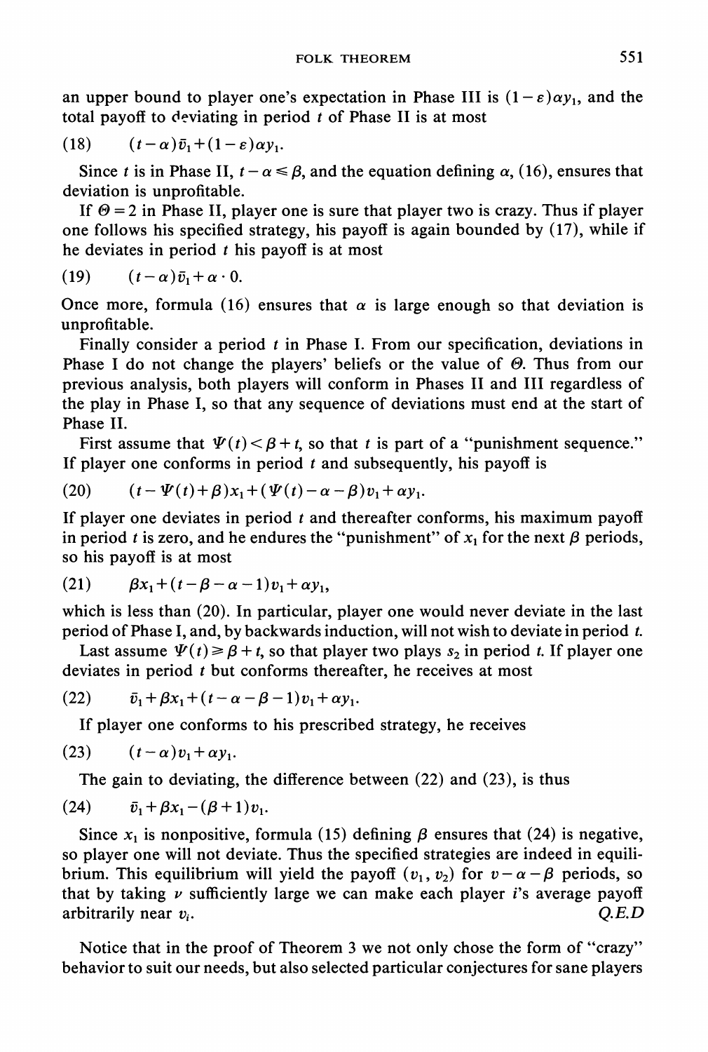an upper bound to player one's expectation in Phase III is $(1-\varepsilon)\alpha y_1$, and the total payoff to deviating in period $t$ of Phase II is at most

$$(18) \qquad (t-\alpha)\bar{v}_1 + (1-\varepsilon)\alpha y_1.$$

Since $t$ is in Phase II, $t-\alpha \leqslant \beta$, and the equation defining $\alpha$, (16), ensures that deviation is unprofitable.

If $\Theta = 2$ in Phase II, player one is sure that player two is crazy. Thus if player one follows his specified strategy, his payoff is again bounded by (17), while if he deviates in period $t$ his payoff is at most

$$(19) \qquad (t-\alpha)\bar{v}_1 + \alpha \cdot 0.$$

Once more, formula (16) ensures that $\alpha$ is large enough so that deviation is unprofitable.

Finally consider a period $t$ in Phase I. From our specification, deviations in Phase I do not change the players' beliefs or the value of $\Theta$. Thus from our previous analysis, both players will conform in Phases II and III regardless of the play in Phase I, so that any sequence of deviations must end at the start of Phase II.

First assume that $\Psi(t) < \beta + t$, so that $t$ is part of a "punishment sequence." If player one conforms in period $t$ and subsequently, his payoff is

$$(20) \qquad (t-\Psi(t)+\beta)x_1 + (\Psi(t)-\alpha-\beta)v_1 + \alpha y_1.$$

If player one deviates in period $t$ and thereafter conforms, his maximum payoff in period $t$ is zero, and he endures the "punishment" of $x_1$ for the next $\beta$ periods, so his payoff is at most

$$(21) \qquad \beta x_1 + (t-\beta-\alpha-1)v_1 + \alpha y_1,$$

which is less than (20). In particular, player one would never deviate in the last period of Phase I, and, by backwards induction, will not wish to deviate in period $t$.

Last assume $\Psi(t) \geqslant \beta + t$, so that player two plays $s_2$ in period $t$. If player one deviates in period $t$ but conforms thereafter, he receives at most

$$(22) \qquad \bar{v}_1 + \beta x_1 + (t-\alpha-\beta-1)v_1 + \alpha y_1.$$

If player one conforms to his prescribed strategy, he receives

$$(23) \qquad (t-\alpha)v_1 + \alpha y_1.$$

The gain to deviating, the difference between (22) and (23), is thus

$$(24) \qquad \bar{v}_1 + \beta x_1 - (\beta+1)v_1.$$

Since $x_1$ is nonpositive, formula (15) defining $\beta$ ensures that (24) is negative, so player one will not deviate. Thus the specified strategies are indeed in equilibrium. This equilibrium will yield the payoff $(v_1, v_2)$ for $\nu-\alpha-\beta$ periods, so that by taking $\nu$ sufficiently large we can make each player $i$'s average payoff arbitrarily near $v_i$. *Q.E.D*

Notice that in the proof of Theorem 3 we not only chose the form of "crazy" behavior to suit our needs, but also selected particular conjectures for sane players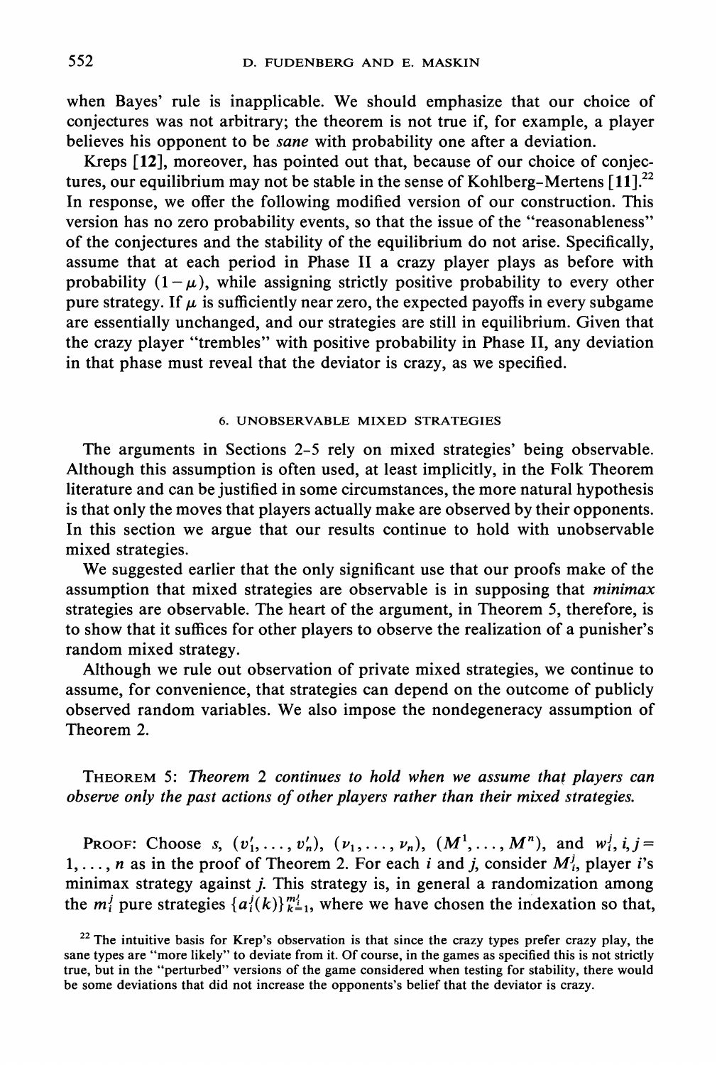when Bayes' rule is inapplicable. We should emphasize that our choice of conjectures was not arbitrary; the theorem is not true if, for example, a player believes his opponent to be *sane* with probability one after a deviation.

Kreps [12], moreover, has pointed out that, because of our choice of conjectures, our equilibrium may not be stable in the sense of Kohlberg-Mertens [11].[22] In response, we offer the following modified version of our construction. This version has no zero probability events, so that the issue of the "reasonableness" of the conjectures and the stability of the equilibrium do not arise. Specifically, assume that at each period in Phase II a crazy player plays as before with probability $(1-\mu)$, while assigning strictly positive probability to every other pure strategy. If $\mu$ is sufficiently near zero, the expected payoffs in every subgame are essentially unchanged, and our strategies are still in equilibrium. Given that the crazy player "trembles" with positive probability in Phase II, any deviation in that phase must reveal that the deviator is crazy, as we specified.

## 6. UNOBSERVABLE MIXED STRATEGIES

The arguments in Sections 2-5 rely on mixed strategies' being observable. Although this assumption is often used, at least implicitly, in the Folk Theorem literature and can be justified in some circumstances, the more natural hypothesis is that only the moves that players actually make are observed by their opponents. In this section we argue that our results continue to hold with unobservable mixed strategies.

We suggested earlier that the only significant use that our proofs make of the assumption that mixed strategies are observable is in supposing that *minimax* strategies are observable. The heart of the argument, in Theorem 5, therefore, is to show that it suffices for other players to observe the realization of a punisher's random mixed strategy.

Although we rule out observation of private mixed strategies, we continue to assume, for convenience, that strategies can depend on the outcome of publicly observed random variables. We also impose the nondegeneracy assumption of Theorem 2.

THEOREM 5: *Theorem 2 continues to hold when we assume that players can observe only the past actions of other players rather than their mixed strategies.*

PROOF: Choose $s$, $(v_1', \ldots, v_n')$, $(\nu_1, \ldots, \nu_n)$, $(M^1, \ldots, M^n)$, and $w_i^j$, $i, j = 1, \ldots, n$ as in the proof of Theorem 2. For each $i$ and $j$, consider $M_i^j$, player $i$'s minimax strategy against $j$. This strategy is, in general a randomization among the $m_i^j$ pure strategies $\{a_i^j(k)\}_{k=1}^{m_i^j}$, where we have chosen the indexation so that,

[22] The intuitive basis for Krep's observation is that since the crazy types prefer crazy play, the sane types are "more likely" to deviate from it. Of course, in the games as specified this is not strictly true, but in the "perturbed" versions of the game considered when testing for stability, there would be some deviations that did not increase the opponents's belief that the deviator is crazy.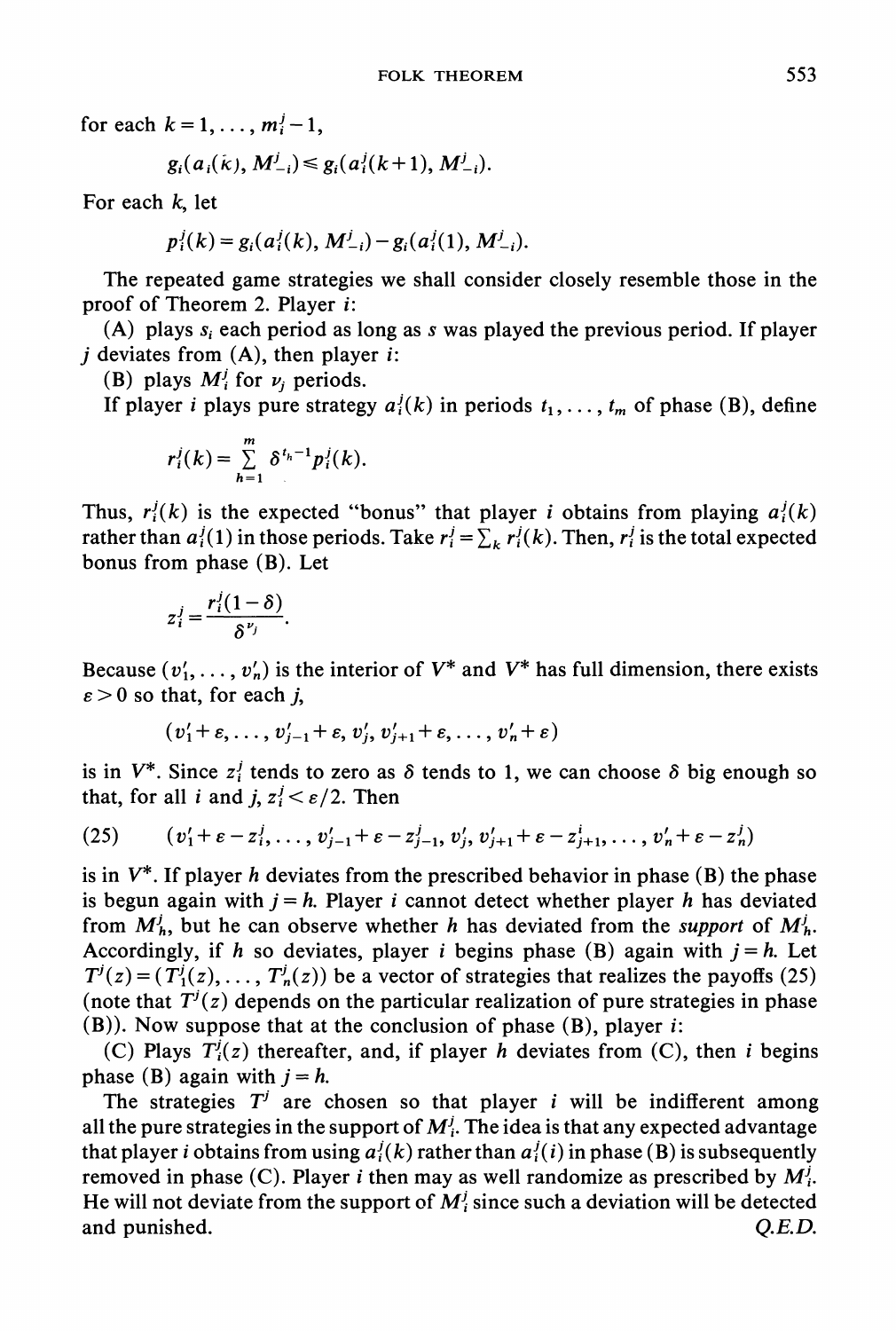for each $k = 1, \ldots, m_i^j - 1$,

$$g_i(a_i(k), M_{-i}^j) \leq g_i(a_i^j(k+1), M_{-i}^j).$$

For each $k$, let

$$p_i^j(k) = g_i(a_i^j(k), M_{-i}^j) - g_i(a_i^j(1), M_{-i}^j).$$

The repeated game strategies we shall consider closely resemble those in the proof of Theorem 2. Player $i$:

(A) plays $s_i$ each period as long as $s$ was played the previous period. If player $j$ deviates from (A), then player $i$:

(B) plays $M_i^j$ for $\nu_j$ periods.

If player $i$ plays pure strategy $a_i^j(k)$ in periods $t_1, \ldots, t_m$ of phase (B), define

$$r_i^j(k) = \sum_{h=1}^{m} \delta^{t_h - 1} p_i^j(k).$$

Thus, $r_i^j(k)$ is the expected "bonus" that player $i$ obtains from playing $a_i^j(k)$ rather than $a_i^j(1)$ in those periods. Take $r_i^j = \sum_k r_i^j(k)$. Then, $r_i^j$ is the total expected bonus from phase (B). Let

$$z_i^j = \frac{r_i^j(1-\delta)}{\delta^{\nu_j}}.$$

Because $(v_1', \ldots, v_n')$ is the interior of $V^*$ and $V^*$ has full dimension, there exists $\varepsilon > 0$ so that, for each $j$,

$$(v_1' + \varepsilon, \ldots, v_{j-1}' + \varepsilon, v_j', v_{j+1}' + \varepsilon, \ldots, v_n' + \varepsilon)$$

is in $V^*$. Since $z_i^j$ tends to zero as $\delta$ tends to 1, we can choose $\delta$ big enough so that, for all $i$ and $j$, $z_i^j < \varepsilon/2$. Then

$$(v_1' + \varepsilon - z_1^j, \ldots, v_{j-1}' + \varepsilon - z_{j-1}^j, v_j', v_{j+1}' + \varepsilon - z_{j+1}^j, \ldots, v_n' + \varepsilon - z_n^j) \tag{25}$$

is in $V^*$. If player $h$ deviates from the prescribed behavior in phase (B) the phase is begun again with $j = h$. Player $i$ cannot detect whether player $h$ has deviated from $M_h^j$, but he can observe whether $h$ has deviated from the *support* of $M_h^j$. Accordingly, if $h$ so deviates, player $i$ begins phase (B) again with $j = h$. Let $T^j(z) = (T_1^j(z), \ldots, T_n^j(z))$ be a vector of strategies that realizes the payoffs (25) (note that $T^j(z)$ depends on the particular realization of pure strategies in phase (B)). Now suppose that at the conclusion of phase (B), player $i$:

(C) Plays $T_i^j(z)$ thereafter, and, if player $h$ deviates from (C), then $i$ begins phase (B) again with $j = h$.

The strategies $T^j$ are chosen so that player $i$ will be indifferent among all the pure strategies in the support of $M_i^j$. The idea is that any expected advantage that player $i$ obtains from using $a_i^j(k)$ rather than $a_i^j(i)$ in phase (B) is subsequently removed in phase (C). Player $i$ then may as well randomize as prescribed by $M_i^j$. He will not deviate from the support of $M_i^j$ since such a deviation will be detected and punished. *Q.E.D.*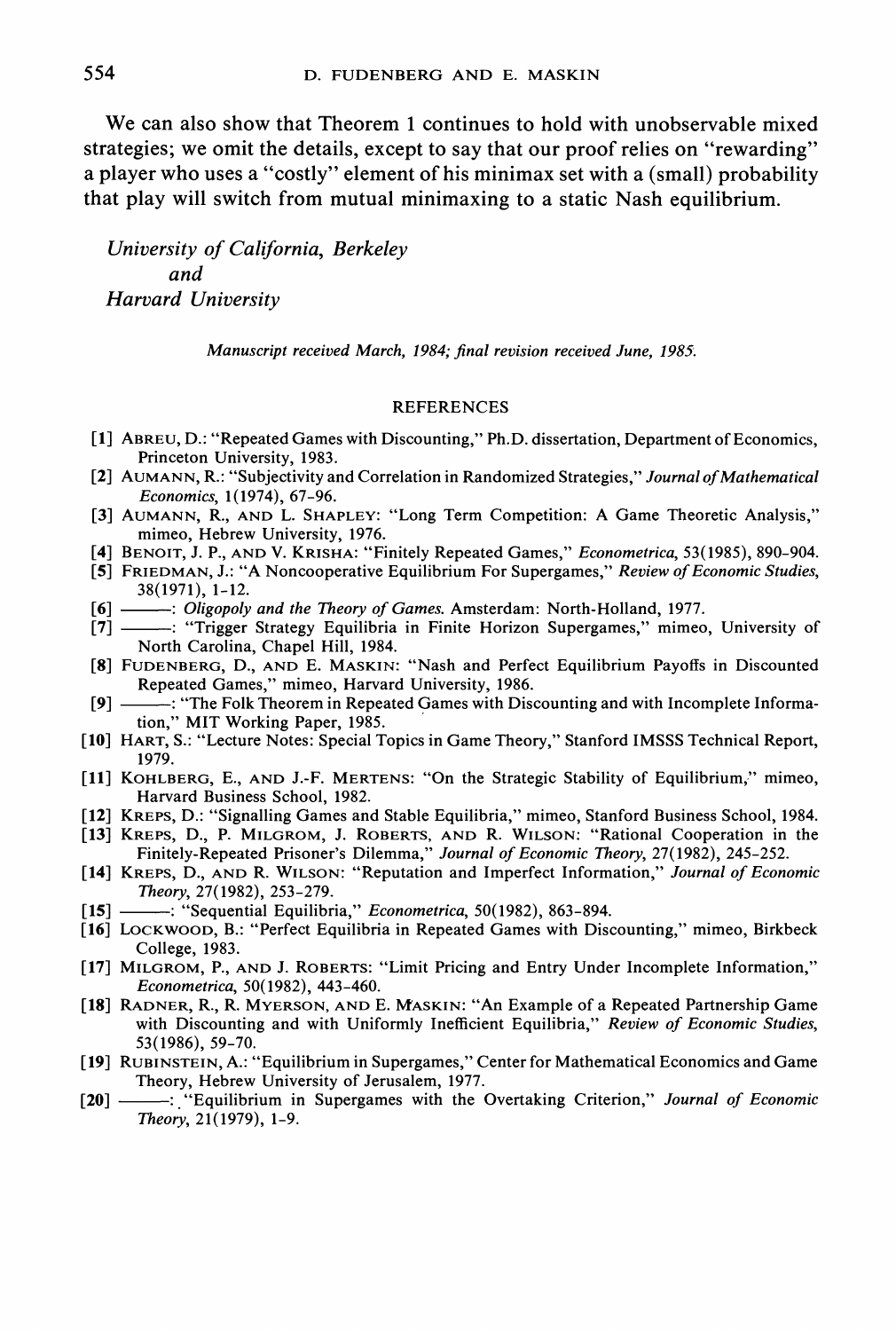We can also show that Theorem 1 continues to hold with unobservable mixed strategies; we omit the details, except to say that our proof relies on "rewarding" a player who uses a "costly" element of his minimax set with a (small) probability that play will switch from mutual minimaxing to a static Nash equilibrium.

*University of California, Berkeley*
*and*
*Harvard University*

*Manuscript received March, 1984; final revision received June, 1985.*

## REFERENCES

[1] ABREU, D.: "Repeated Games with Discounting," Ph.D. dissertation, Department of Economics, Princeton University, 1983.

[2] AUMANN, R.: "Subjectivity and Correlation in Randomized Strategies," *Journal of Mathematical Economics*, 1(1974), 67-96.

[3] AUMANN, R., AND L. SHAPLEY: "Long Term Competition: A Game Theoretic Analysis," mimeo, Hebrew University, 1976.

[4] BENOIT, J. P., AND V. KRISHA: "Finitely Repeated Games," *Econometrica*, 53(1985), 890-904.

[5] FRIEDMAN, J.: "A Noncooperative Equilibrium For Supergames," *Review of Economic Studies*, 38(1971), 1-12.

[6] ———: *Oligopoly and the Theory of Games*. Amsterdam: North-Holland, 1977.

[7] ———: "Trigger Strategy Equilibria in Finite Horizon Supergames," mimeo, University of North Carolina, Chapel Hill, 1984.

[8] FUDENBERG, D., AND E. MASKIN: "Nash and Perfect Equilibrium Payoffs in Discounted Repeated Games," mimeo, Harvard University, 1986.

[9] ———: "The Folk Theorem in Repeated Games with Discounting and with Incomplete Information," MIT Working Paper, 1985.

[10] HART, S.: "Lecture Notes: Special Topics in Game Theory," Stanford IMSSS Technical Report, 1979.

[11] KOHLBERG, E., AND J.-F. MERTENS: "On the Strategic Stability of Equilibrium," mimeo, Harvard Business School, 1982.

[12] KREPS, D.: "Signalling Games and Stable Equilibria," mimeo, Stanford Business School, 1984.

[13] KREPS, D., P. MILGROM, J. ROBERTS, AND R. WILSON: "Rational Cooperation in the Finitely-Repeated Prisoner's Dilemma," *Journal of Economic Theory*, 27(1982), 245-252.

[14] KREPS, D., AND R. WILSON: "Reputation and Imperfect Information," *Journal of Economic Theory*, 27(1982), 253-279.

[15] ———: "Sequential Equilibria," *Econometrica*, 50(1982), 863-894.

[16] LOCKWOOD, B.: "Perfect Equilibria in Repeated Games with Discounting," mimeo, Birkbeck College, 1983.

[17] MILGROM, P., AND J. ROBERTS: "Limit Pricing and Entry Under Incomplete Information," *Econometrica*, 50(1982), 443-460.

[18] RADNER, R., R. MYERSON, AND E. MASKIN: "An Example of a Repeated Partnership Game with Discounting and with Uniformly Inefficient Equilibria," *Review of Economic Studies*, 53(1986), 59-70.

[19] RUBINSTEIN, A.: "Equilibrium in Supergames," Center for Mathematical Economics and Game Theory, Hebrew University of Jerusalem, 1977.

[20] ———: "Equilibrium in Supergames with the Overtaking Criterion," *Journal of Economic Theory*, 21(1979), 1-9.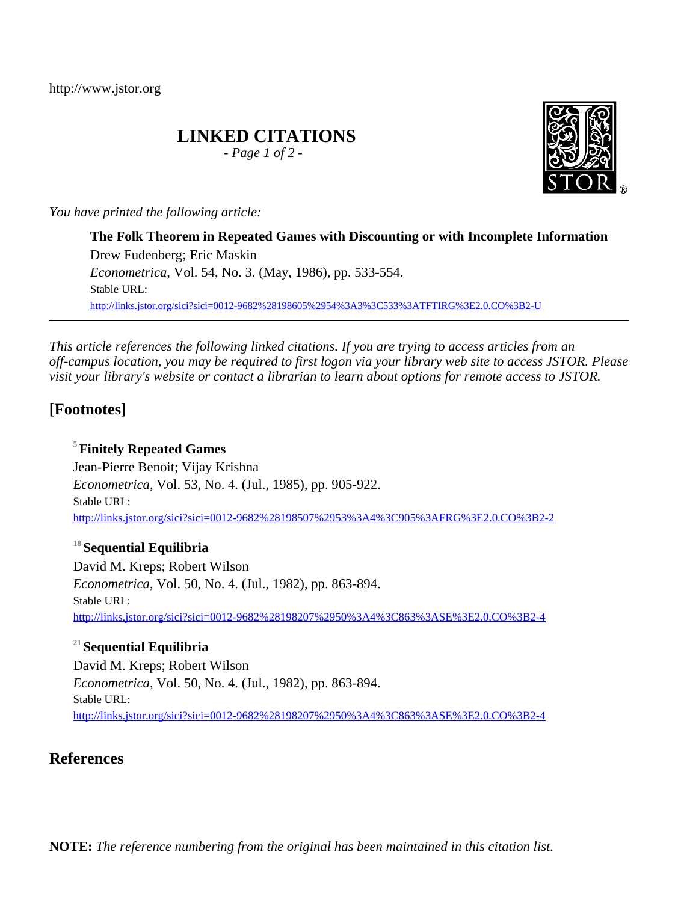http://www.jstor.org

# LINKED CITATIONS

*- Page 1 of 2 -*

*You have printed the following article:*

**The Folk Theorem in Repeated Games with Discounting or with Incomplete Information**
Drew Fudenberg; Eric Maskin
*Econometrica*, Vol. 54, No. 3. (May, 1986), pp. 533-554.
Stable URL:
http://links.jstor.org/sici?sici=0012-9682%28198605%2954%3A3%3C533%3ATFTIRG%3E2.0.CO%3B2-U

---

*This article references the following linked citations. If you are trying to access articles from an off-campus location, you may be required to first logon via your library web site to access JSTOR. Please visit your library's website or contact a librarian to learn about options for remote access to JSTOR.*

## [Footnotes]

[5] **Finitely Repeated Games**
Jean-Pierre Benoit; Vijay Krishna
*Econometrica*, Vol. 53, No. 4. (Jul., 1985), pp. 905-922.
Stable URL:
http://links.jstor.org/sici?sici=0012-9682%28198507%2953%3A4%3C905%3AFRG%3E2.0.CO%3B2-2

[18] **Sequential Equilibria**
David M. Kreps; Robert Wilson
*Econometrica*, Vol. 50, No. 4. (Jul., 1982), pp. 863-894.
Stable URL:
http://links.jstor.org/sici?sici=0012-9682%28198207%2950%3A4%3C863%3ASE%3E2.0.CO%3B2-4

[21] **Sequential Equilibria**
David M. Kreps; Robert Wilson
*Econometrica*, Vol. 50, No. 4. (Jul., 1982), pp. 863-894.
Stable URL:
http://links.jstor.org/sici?sici=0012-9682%28198207%2950%3A4%3C863%3ASE%3E2.0.CO%3B2-4

## References

**NOTE:** *The reference numbering from the original has been maintained in this citation list.*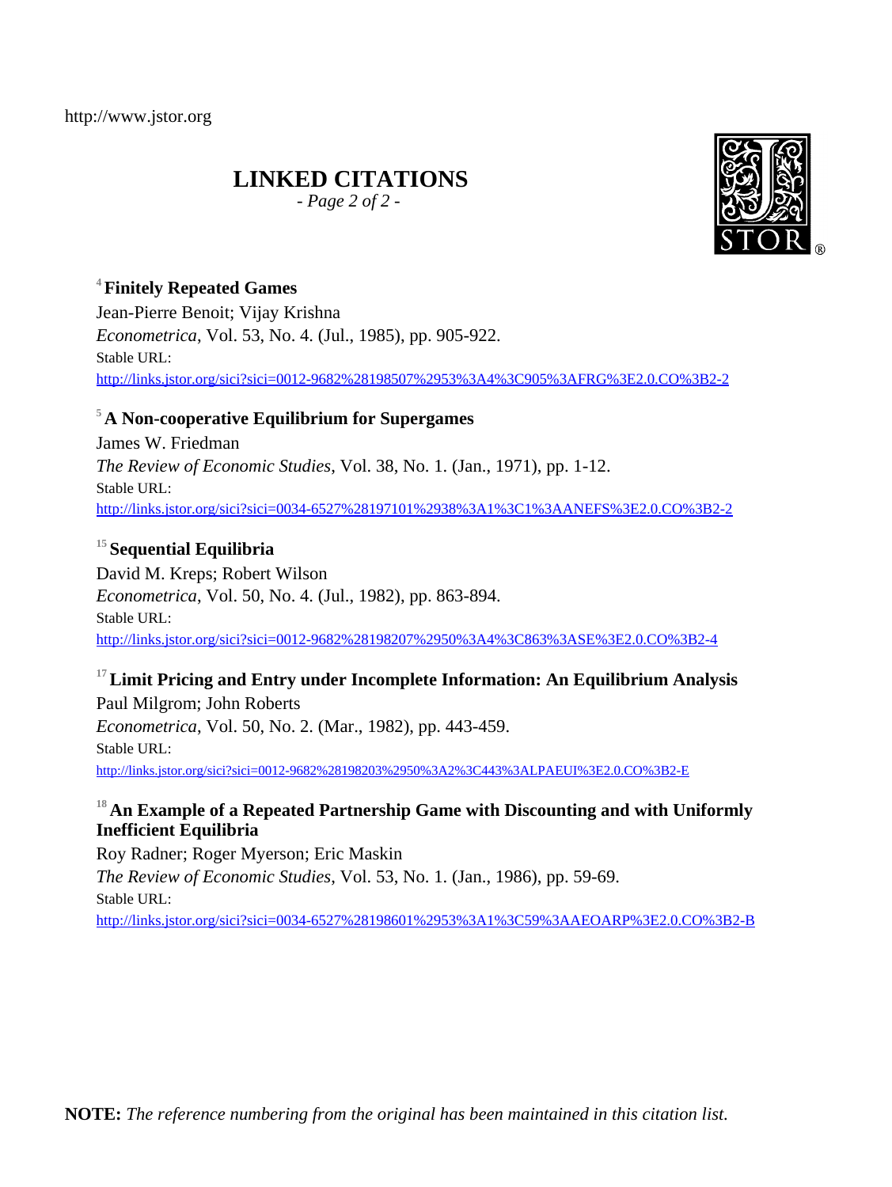http://www.jstor.org

# LINKED CITATIONS

*- Page 2 of 2 -*

[4] **Finitely Repeated Games**

Jean-Pierre Benoit; Vijay Krishna

*Econometrica*, Vol. 53, No. 4. (Jul., 1985), pp. 905-922.

Stable URL:

http://links.jstor.org/sici?sici=0012-9682%28198507%2953%3A4%3C905%3AFRG%3E2.0.CO%3B2-2

[5] **A Non-cooperative Equilibrium for Supergames**

James W. Friedman

*The Review of Economic Studies*, Vol. 38, No. 1. (Jan., 1971), pp. 1-12.

Stable URL:

http://links.jstor.org/sici?sici=0034-6527%28197101%2938%3A1%3C1%3AANEFS%3E2.0.CO%3B2-2

[15] **Sequential Equilibria**

David M. Kreps; Robert Wilson

*Econometrica*, Vol. 50, No. 4. (Jul., 1982), pp. 863-894.

Stable URL:

http://links.jstor.org/sici?sici=0012-9682%28198207%2950%3A4%3C863%3ASE%3E2.0.CO%3B2-4

[17] **Limit Pricing and Entry under Incomplete Information: An Equilibrium Analysis**

Paul Milgrom; John Roberts

*Econometrica*, Vol. 50, No. 2. (Mar., 1982), pp. 443-459.

Stable URL:

http://links.jstor.org/sici?sici=0012-9682%28198203%2950%3A2%3C443%3ALPAEUI%3E2.0.CO%3B2-E

[18] **An Example of a Repeated Partnership Game with Discounting and with Uniformly Inefficient Equilibria**

Roy Radner; Roger Myerson; Eric Maskin

*The Review of Economic Studies*, Vol. 53, No. 1. (Jan., 1986), pp. 59-69.

Stable URL:

http://links.jstor.org/sici?sici=0034-6527%28198601%2953%3A1%3C59%3AAEOARP%3E2.0.CO%3B2-B

**NOTE:** *The reference numbering from the original has been maintained in this citation list.*